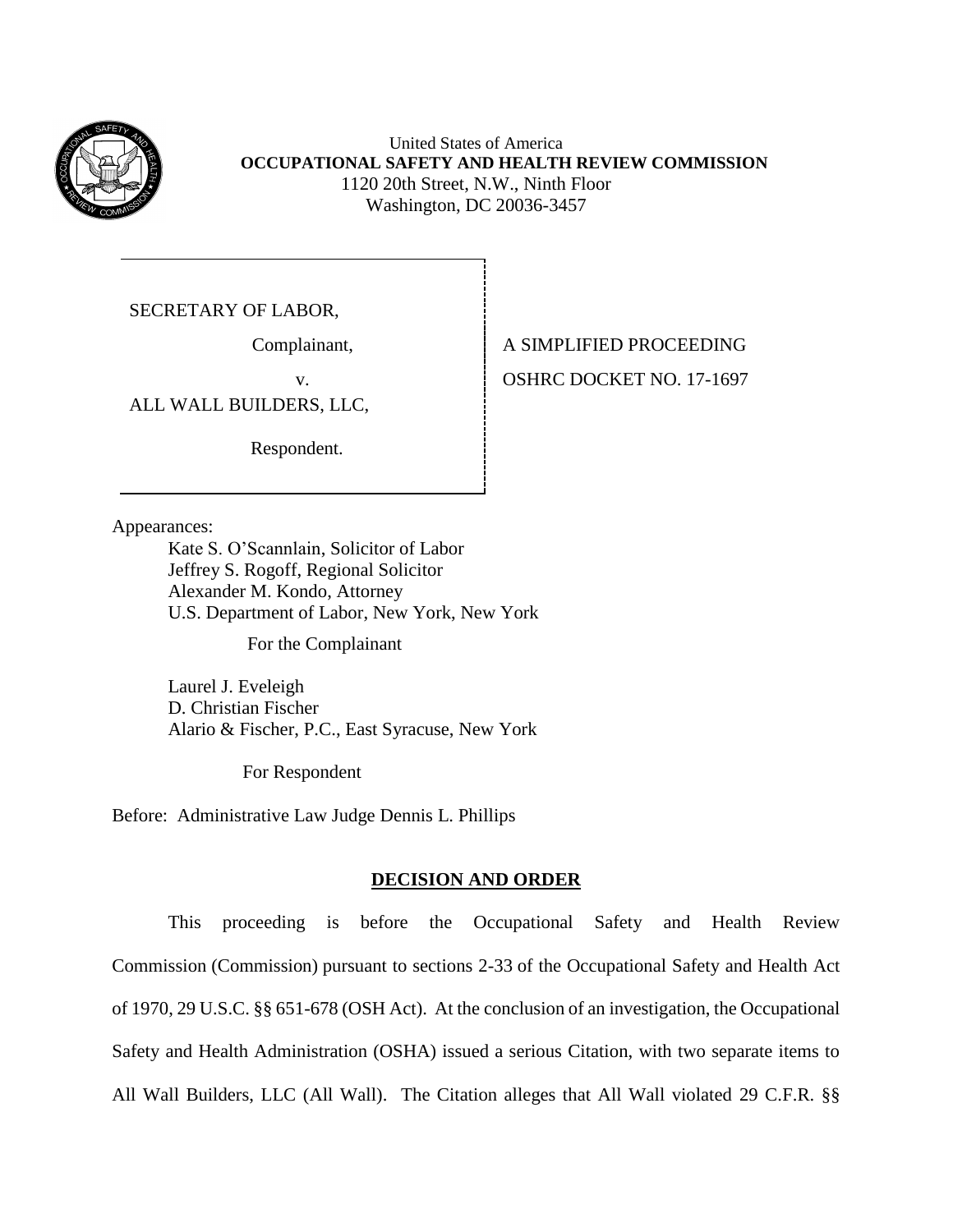United States of America
**OCCUPATIONAL SAFETY AND HEALTH REVIEW COMMISSION**
1120 20th Street, N.W., Ninth Floor
Washington, DC 20036-3457

| | |
|---|---|
| SECRETARY OF LABOR,<br><br>Complainant,<br><br>v.<br><br>ALL WALL BUILDERS, LLC,<br><br>Respondent. | A SIMPLIFIED PROCEEDING<br><br>OSHRC DOCKET NO. 17-1697 |

Appearances:

Kate S. O'Scannlain, Solicitor of Labor
Jeffrey S. Rogoff, Regional Solicitor
Alexander M. Kondo, Attorney
U.S. Department of Labor, New York, New York

For the Complainant

Laurel J. Eveleigh
D. Christian Fischer
Alario & Fischer, P.C., East Syracuse, New York

For Respondent

Before: Administrative Law Judge Dennis L. Phillips

## DECISION AND ORDER

This proceeding is before the Occupational Safety and Health Review Commission (Commission) pursuant to sections 2-33 of the Occupational Safety and Health Act of 1970, 29 U.S.C. §§ 651-678 (OSH Act). At the conclusion of an investigation, the Occupational Safety and Health Administration (OSHA) issued a serious Citation, with two separate items to All Wall Builders, LLC (All Wall). The Citation alleges that All Wall violated 29 C.F.R. §§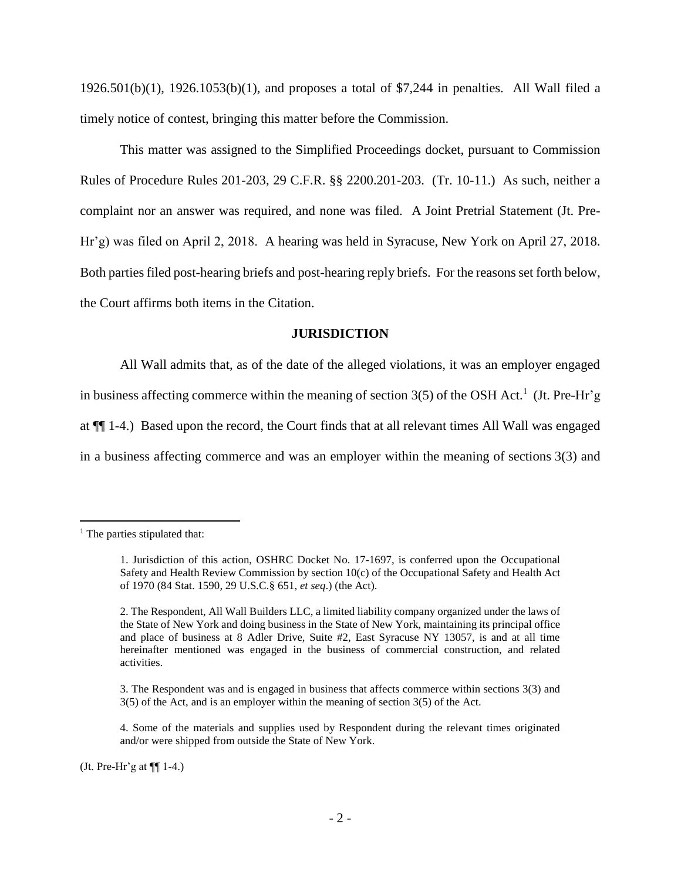1926.501(b)(1), 1926.1053(b)(1), and proposes a total of $7,244 in penalties. All Wall filed a timely notice of contest, bringing this matter before the Commission.

This matter was assigned to the Simplified Proceedings docket, pursuant to Commission Rules of Procedure Rules 201-203, 29 C.F.R. §§ 2200.201-203. (Tr. 10-11.) As such, neither a complaint nor an answer was required, and none was filed. A Joint Pretrial Statement (Jt. Pre-Hr'g) was filed on April 2, 2018. A hearing was held in Syracuse, New York on April 27, 2018. Both parties filed post-hearing briefs and post-hearing reply briefs. For the reasons set forth below, the Court affirms both items in the Citation.

## JURISDICTION

All Wall admits that, as of the date of the alleged violations, it was an employer engaged in business affecting commerce within the meaning of section 3(5) of the OSH Act.[1] (Jt. Pre-Hr'g at ¶¶ 1-4.) Based upon the record, the Court finds that at all relevant times All Wall was engaged in a business affecting commerce and was an employer within the meaning of sections 3(3) and

---

[1] The parties stipulated that:

> 1. Jurisdiction of this action, OSHRC Docket No. 17-1697, is conferred upon the Occupational Safety and Health Review Commission by section 10(c) of the Occupational Safety and Health Act of 1970 (84 Stat. 1590, 29 U.S.C.§ 651, *et seq*.) (the Act).
>
> 2. The Respondent, All Wall Builders LLC, a limited liability company organized under the laws of the State of New York and doing business in the State of New York, maintaining its principal office and place of business at 8 Adler Drive, Suite #2, East Syracuse NY 13057, is and at all time hereinafter mentioned was engaged in the business of commercial construction, and related activities.
>
> 3. The Respondent was and is engaged in business that affects commerce within sections 3(3) and 3(5) of the Act, and is an employer within the meaning of section 3(5) of the Act.
>
> 4. Some of the materials and supplies used by Respondent during the relevant times originated and/or were shipped from outside the State of New York.

(Jt. Pre-Hr'g at ¶¶ 1-4.)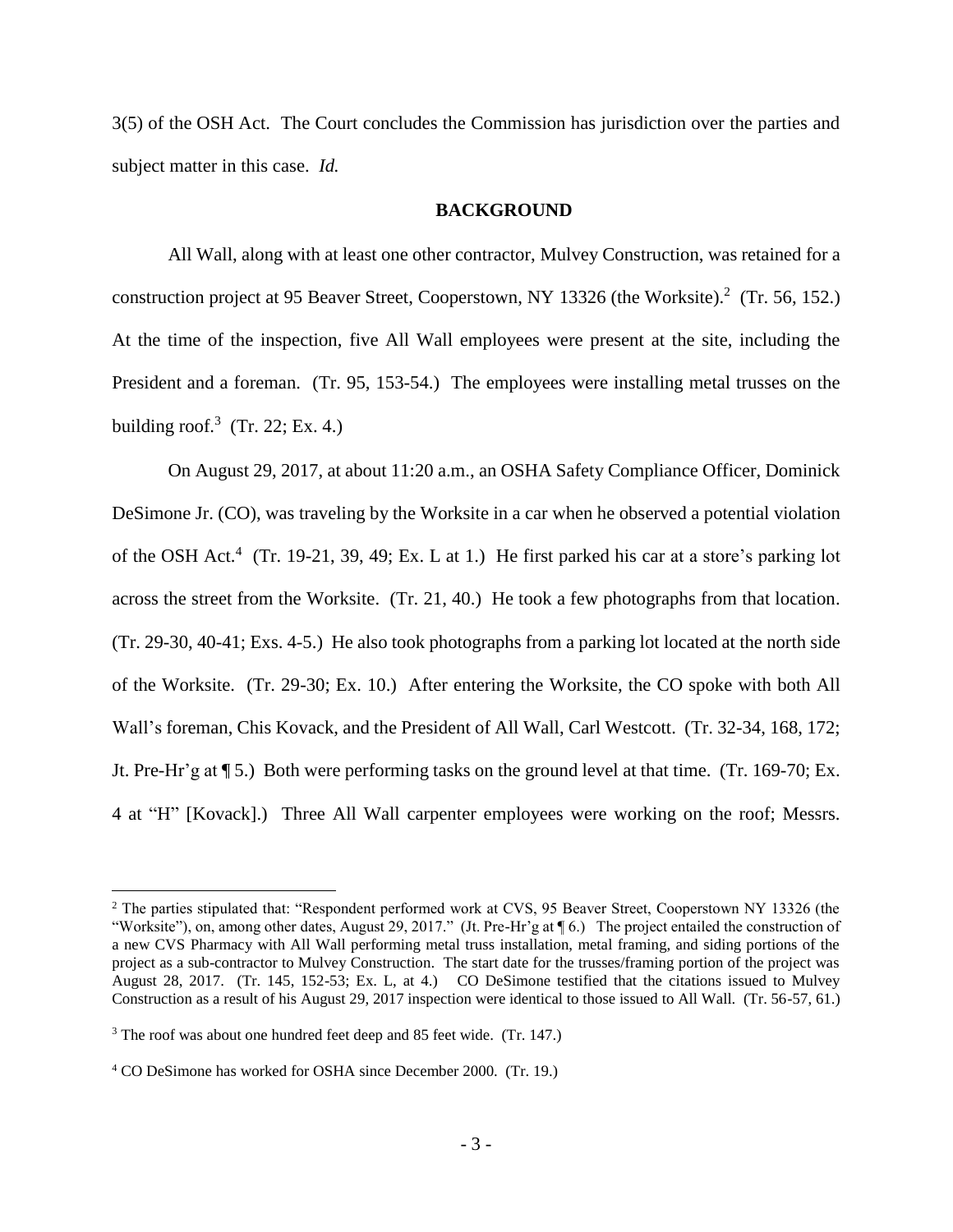3(5) of the OSH Act. The Court concludes the Commission has jurisdiction over the parties and subject matter in this case. *Id.*

## BACKGROUND

All Wall, along with at least one other contractor, Mulvey Construction, was retained for a construction project at 95 Beaver Street, Cooperstown, NY 13326 (the Worksite).[2] (Tr. 56, 152.) At the time of the inspection, five All Wall employees were present at the site, including the President and a foreman. (Tr. 95, 153-54.) The employees were installing metal trusses on the building roof.[3] (Tr. 22; Ex. 4.)

On August 29, 2017, at about 11:20 a.m., an OSHA Safety Compliance Officer, Dominick DeSimone Jr. (CO), was traveling by the Worksite in a car when he observed a potential violation of the OSH Act.[4] (Tr. 19-21, 39, 49; Ex. L at 1.) He first parked his car at a store's parking lot across the street from the Worksite. (Tr. 21, 40.) He took a few photographs from that location. (Tr. 29-30, 40-41; Exs. 4-5.) He also took photographs from a parking lot located at the north side of the Worksite. (Tr. 29-30; Ex. 10.) After entering the Worksite, the CO spoke with both All Wall's foreman, Chis Kovack, and the President of All Wall, Carl Westcott. (Tr. 32-34, 168, 172; Jt. Pre-Hr'g at ¶ 5.) Both were performing tasks on the ground level at that time. (Tr. 169-70; Ex. 4 at "H" [Kovack].) Three All Wall carpenter employees were working on the roof; Messrs.

---

[2] The parties stipulated that: "Respondent performed work at CVS, 95 Beaver Street, Cooperstown NY 13326 (the "Worksite"), on, among other dates, August 29, 2017." (Jt. Pre-Hr'g at ¶ 6.) The project entailed the construction of a new CVS Pharmacy with All Wall performing metal truss installation, metal framing, and siding portions of the project as a sub-contractor to Mulvey Construction. The start date for the trusses/framing portion of the project was August 28, 2017. (Tr. 145, 152-53; Ex. L, at 4.) CO DeSimone testified that the citations issued to Mulvey Construction as a result of his August 29, 2017 inspection were identical to those issued to All Wall. (Tr. 56-57, 61.)

[3] The roof was about one hundred feet deep and 85 feet wide. (Tr. 147.)

[4] CO DeSimone has worked for OSHA since December 2000. (Tr. 19.)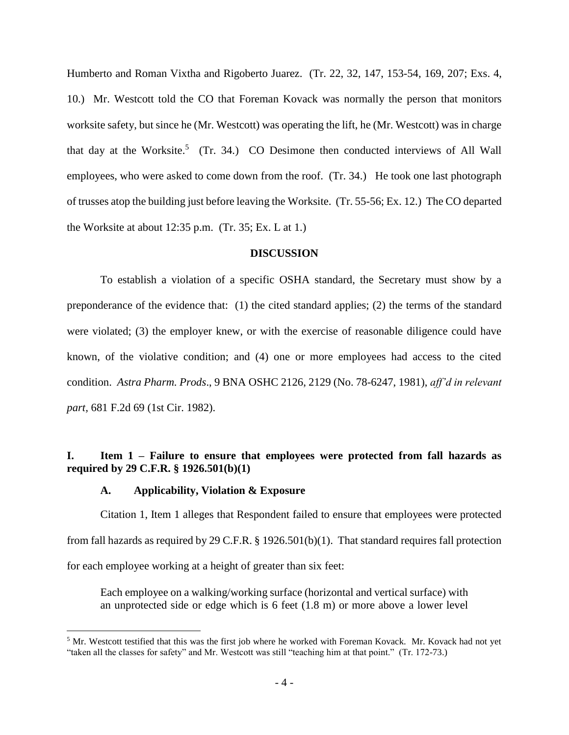Humberto and Roman Vixtha and Rigoberto Juarez. (Tr. 22, 32, 147, 153-54, 169, 207; Exs. 4, 10.) Mr. Westcott told the CO that Foreman Kovack was normally the person that monitors worksite safety, but since he (Mr. Westcott) was operating the lift, he (Mr. Westcott) was in charge that day at the Worksite.[5] (Tr. 34.) CO Desimone then conducted interviews of All Wall employees, who were asked to come down from the roof. (Tr. 34.) He took one last photograph of trusses atop the building just before leaving the Worksite. (Tr. 55-56; Ex. 12.) The CO departed the Worksite at about 12:35 p.m. (Tr. 35; Ex. L at 1.)

## DISCUSSION

To establish a violation of a specific OSHA standard, the Secretary must show by a preponderance of the evidence that: (1) the cited standard applies; (2) the terms of the standard were violated; (3) the employer knew, or with the exercise of reasonable diligence could have known, of the violative condition; and (4) one or more employees had access to the cited condition. *Astra Pharm. Prods*., 9 BNA OSHC 2126, 2129 (No. 78-6247, 1981), *aff'd in relevant part*, 681 F.2d 69 (1st Cir. 1982).

### I. Item 1 – Failure to ensure that employees were protected from fall hazards as required by 29 C.F.R. § 1926.501(b)(1)

#### A. Applicability, Violation & Exposure

Citation 1, Item 1 alleges that Respondent failed to ensure that employees were protected from fall hazards as required by 29 C.F.R. § 1926.501(b)(1). That standard requires fall protection for each employee working at a height of greater than six feet:

> Each employee on a walking/working surface (horizontal and vertical surface) with an unprotected side or edge which is 6 feet (1.8 m) or more above a lower level

[5] Mr. Westcott testified that this was the first job where he worked with Foreman Kovack. Mr. Kovack had not yet "taken all the classes for safety" and Mr. Westcott was still "teaching him at that point." (Tr. 172-73.)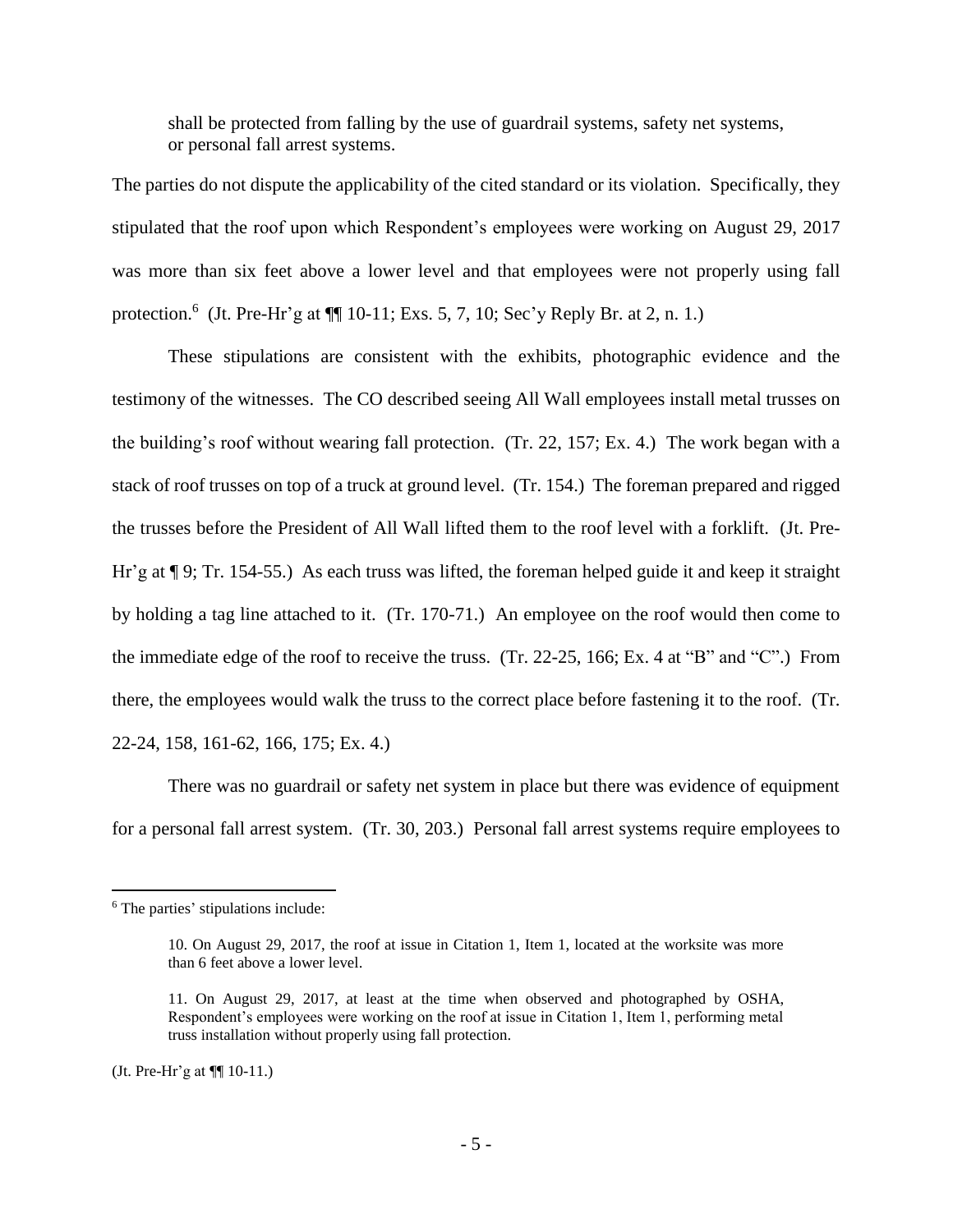shall be protected from falling by the use of guardrail systems, safety net systems, or personal fall arrest systems.

The parties do not dispute the applicability of the cited standard or its violation. Specifically, they stipulated that the roof upon which Respondent's employees were working on August 29, 2017 was more than six feet above a lower level and that employees were not properly using fall protection.[6] (Jt. Pre-Hr'g at ¶¶ 10-11; Exs. 5, 7, 10; Sec'y Reply Br. at 2, n. 1.)

These stipulations are consistent with the exhibits, photographic evidence and the testimony of the witnesses. The CO described seeing All Wall employees install metal trusses on the building's roof without wearing fall protection. (Tr. 22, 157; Ex. 4.) The work began with a stack of roof trusses on top of a truck at ground level. (Tr. 154.) The foreman prepared and rigged the trusses before the President of All Wall lifted them to the roof level with a forklift. (Jt. Pre-Hr'g at ¶ 9; Tr. 154-55.) As each truss was lifted, the foreman helped guide it and keep it straight by holding a tag line attached to it. (Tr. 170-71.) An employee on the roof would then come to the immediate edge of the roof to receive the truss. (Tr. 22-25, 166; Ex. 4 at "B" and "C".) From there, the employees would walk the truss to the correct place before fastening it to the roof. (Tr. 22-24, 158, 161-62, 166, 175; Ex. 4.)

There was no guardrail or safety net system in place but there was evidence of equipment for a personal fall arrest system. (Tr. 30, 203.) Personal fall arrest systems require employees to

---

[6] The parties' stipulations include:

> 10. On August 29, 2017, the roof at issue in Citation 1, Item 1, located at the worksite was more than 6 feet above a lower level.
>
> 11. On August 29, 2017, at least at the time when observed and photographed by OSHA, Respondent's employees were working on the roof at issue in Citation 1, Item 1, performing metal truss installation without properly using fall protection.

(Jt. Pre-Hr'g at ¶¶ 10-11.)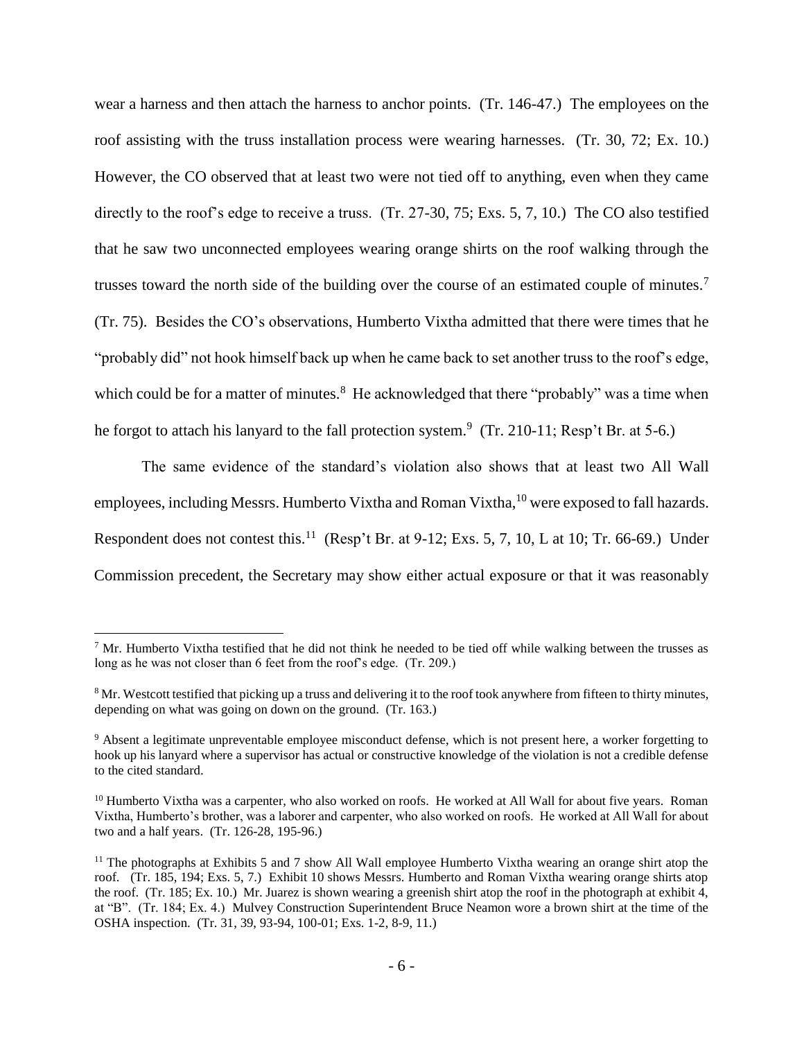wear a harness and then attach the harness to anchor points. (Tr. 146-47.) The employees on the roof assisting with the truss installation process were wearing harnesses. (Tr. 30, 72; Ex. 10.) However, the CO observed that at least two were not tied off to anything, even when they came directly to the roof's edge to receive a truss. (Tr. 27-30, 75; Exs. 5, 7, 10.) The CO also testified that he saw two unconnected employees wearing orange shirts on the roof walking through the trusses toward the north side of the building over the course of an estimated couple of minutes.[7] (Tr. 75). Besides the CO's observations, Humberto Vixtha admitted that there were times that he "probably did" not hook himself back up when he came back to set another truss to the roof's edge, which could be for a matter of minutes.[8] He acknowledged that there "probably" was a time when he forgot to attach his lanyard to the fall protection system.[9] (Tr. 210-11; Resp't Br. at 5-6.)

The same evidence of the standard's violation also shows that at least two All Wall employees, including Messrs. Humberto Vixtha and Roman Vixtha,[10] were exposed to fall hazards. Respondent does not contest this.[11] (Resp't Br. at 9-12; Exs. 5, 7, 10, L at 10; Tr. 66-69.) Under Commission precedent, the Secretary may show either actual exposure or that it was reasonably

---

[7] Mr. Humberto Vixtha testified that he did not think he needed to be tied off while walking between the trusses as long as he was not closer than 6 feet from the roof's edge. (Tr. 209.)

[8] Mr. Westcott testified that picking up a truss and delivering it to the roof took anywhere from fifteen to thirty minutes, depending on what was going on down on the ground. (Tr. 163.)

[9] Absent a legitimate unpreventable employee misconduct defense, which is not present here, a worker forgetting to hook up his lanyard where a supervisor has actual or constructive knowledge of the violation is not a credible defense to the cited standard.

[10] Humberto Vixtha was a carpenter, who also worked on roofs. He worked at All Wall for about five years. Roman Vixtha, Humberto's brother, was a laborer and carpenter, who also worked on roofs. He worked at All Wall for about two and a half years. (Tr. 126-28, 195-96.)

[11] The photographs at Exhibits 5 and 7 show All Wall employee Humberto Vixtha wearing an orange shirt atop the roof. (Tr. 185, 194; Exs. 5, 7.) Exhibit 10 shows Messrs. Humberto and Roman Vixtha wearing orange shirts atop the roof. (Tr. 185; Ex. 10.) Mr. Juarez is shown wearing a greenish shirt atop the roof in the photograph at exhibit 4, at "B". (Tr. 184; Ex. 4.) Mulvey Construction Superintendent Bruce Neamon wore a brown shirt at the time of the OSHA inspection. (Tr. 31, 39, 93-94, 100-01; Exs. 1-2, 8-9, 11.)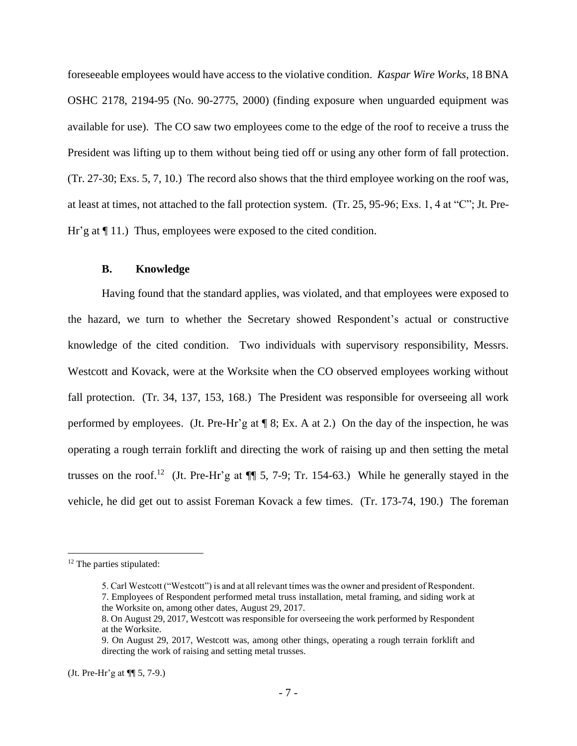foreseeable employees would have access to the violative condition. *Kaspar Wire Works*, 18 BNA OSHC 2178, 2194-95 (No. 90-2775, 2000) (finding exposure when unguarded equipment was available for use). The CO saw two employees come to the edge of the roof to receive a truss the President was lifting up to them without being tied off or using any other form of fall protection. (Tr. 27-30; Exs. 5, 7, 10.) The record also shows that the third employee working on the roof was, at least at times, not attached to the fall protection system. (Tr. 25, 95-96; Exs. 1, 4 at "C"; Jt. Pre-Hr'g at ¶ 11.) Thus, employees were exposed to the cited condition.

### B. Knowledge

Having found that the standard applies, was violated, and that employees were exposed to the hazard, we turn to whether the Secretary showed Respondent's actual or constructive knowledge of the cited condition. Two individuals with supervisory responsibility, Messrs. Westcott and Kovack, were at the Worksite when the CO observed employees working without fall protection. (Tr. 34, 137, 153, 168.) The President was responsible for overseeing all work performed by employees. (Jt. Pre-Hr'g at ¶ 8; Ex. A at 2.) On the day of the inspection, he was operating a rough terrain forklift and directing the work of raising up and then setting the metal trusses on the roof.[12] (Jt. Pre-Hr'g at ¶¶ 5, 7-9; Tr. 154-63.) While he generally stayed in the vehicle, he did get out to assist Foreman Kovack a few times. (Tr. 173-74, 190.) The foreman

---

[12] The parties stipulated:

> 5. Carl Westcott ("Westcott") is and at all relevant times was the owner and president of Respondent.
> 7. Employees of Respondent performed metal truss installation, metal framing, and siding work at the Worksite on, among other dates, August 29, 2017.
> 8. On August 29, 2017, Westcott was responsible for overseeing the work performed by Respondent at the Worksite.
> 9. On August 29, 2017, Westcott was, among other things, operating a rough terrain forklift and directing the work of raising and setting metal trusses.

(Jt. Pre-Hr'g at ¶¶ 5, 7-9.)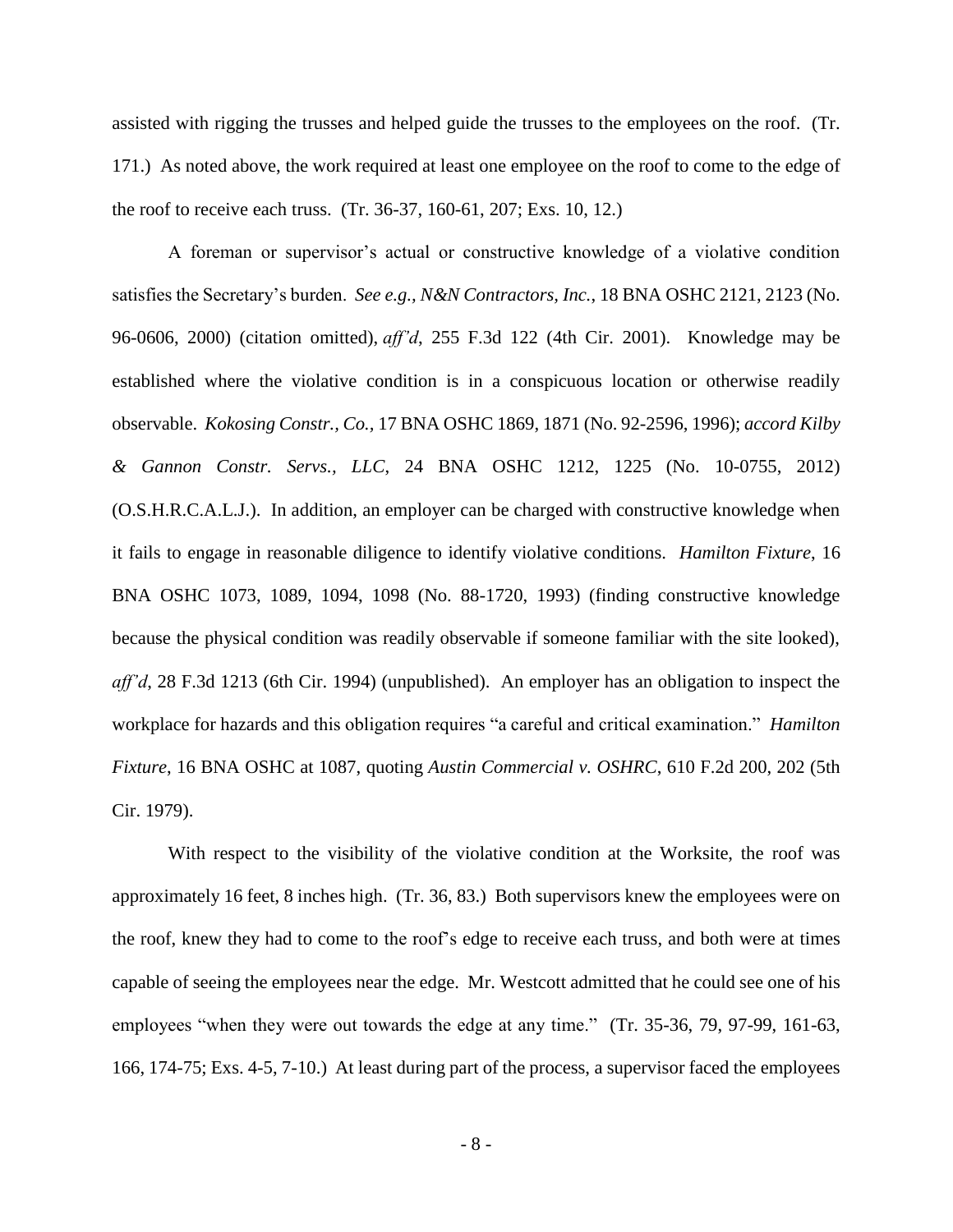assisted with rigging the trusses and helped guide the trusses to the employees on the roof. (Tr. 171.) As noted above, the work required at least one employee on the roof to come to the edge of the roof to receive each truss. (Tr. 36-37, 160-61, 207; Exs. 10, 12.)

A foreman or supervisor's actual or constructive knowledge of a violative condition satisfies the Secretary's burden. *See e.g., N&N Contractors, Inc.*, 18 BNA OSHC 2121, 2123 (No. 96-0606, 2000) (citation omitted), *aff'd*, 255 F.3d 122 (4th Cir. 2001). Knowledge may be established where the violative condition is in a conspicuous location or otherwise readily observable. *Kokosing Constr., Co.,* 17 BNA OSHC 1869, 1871 (No. 92-2596, 1996); *accord Kilby & Gannon Constr. Servs., LLC*, 24 BNA OSHC 1212, 1225 (No. 10-0755, 2012) (O.S.H.R.C.A.L.J.). In addition, an employer can be charged with constructive knowledge when it fails to engage in reasonable diligence to identify violative conditions. *Hamilton Fixture*, 16 BNA OSHC 1073, 1089, 1094, 1098 (No. 88-1720, 1993) (finding constructive knowledge because the physical condition was readily observable if someone familiar with the site looked), *aff'd*, 28 F.3d 1213 (6th Cir. 1994) (unpublished). An employer has an obligation to inspect the workplace for hazards and this obligation requires "a careful and critical examination." *Hamilton Fixture*, 16 BNA OSHC at 1087, quoting *Austin Commercial v. OSHRC*, 610 F.2d 200, 202 (5th Cir. 1979).

With respect to the visibility of the violative condition at the Worksite, the roof was approximately 16 feet, 8 inches high. (Tr. 36, 83.) Both supervisors knew the employees were on the roof, knew they had to come to the roof's edge to receive each truss, and both were at times capable of seeing the employees near the edge. Mr. Westcott admitted that he could see one of his employees "when they were out towards the edge at any time." (Tr. 35-36, 79, 97-99, 161-63, 166, 174-75; Exs. 4-5, 7-10.) At least during part of the process, a supervisor faced the employees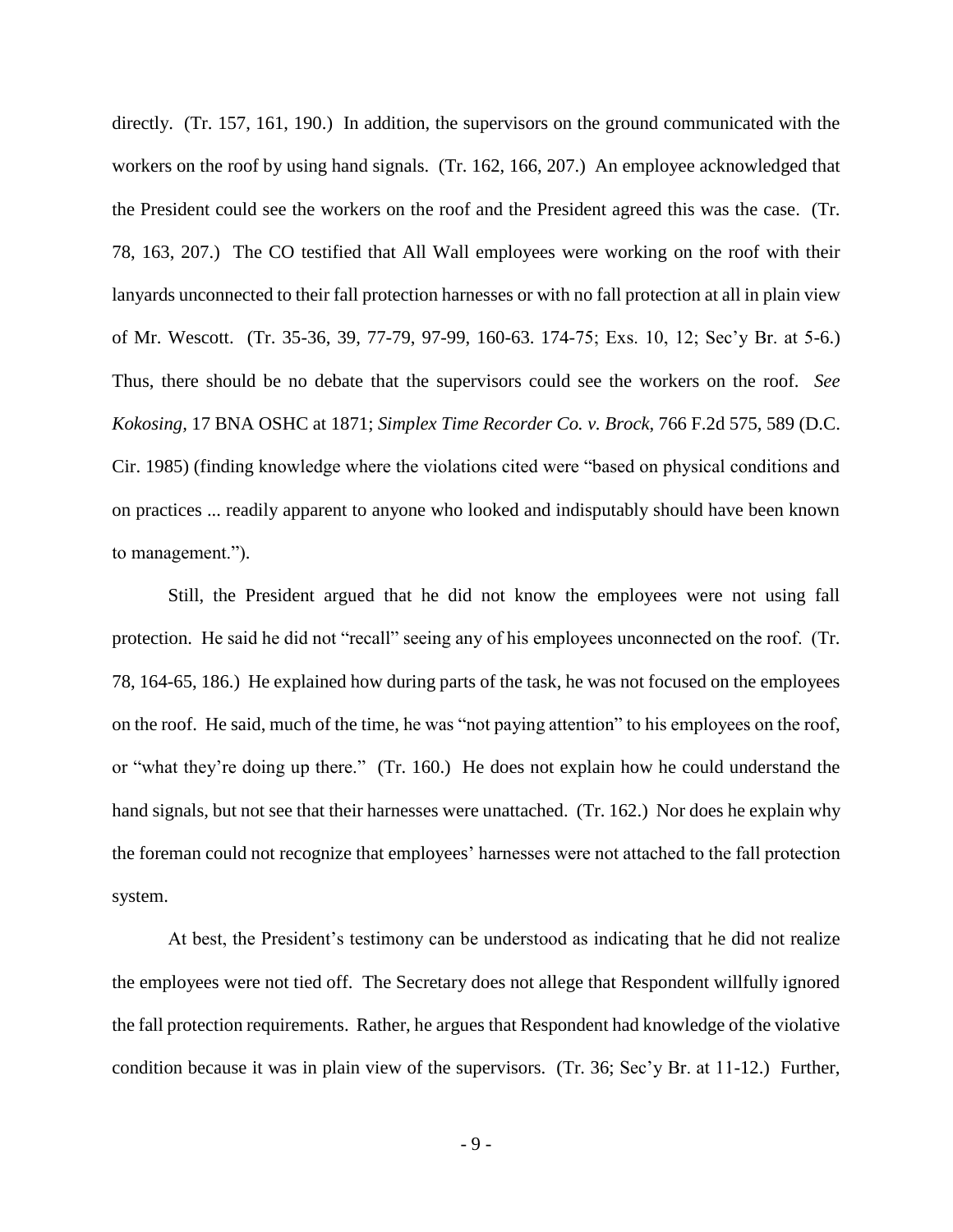directly. (Tr. 157, 161, 190.) In addition, the supervisors on the ground communicated with the workers on the roof by using hand signals. (Tr. 162, 166, 207.) An employee acknowledged that the President could see the workers on the roof and the President agreed this was the case. (Tr. 78, 163, 207.) The CO testified that All Wall employees were working on the roof with their lanyards unconnected to their fall protection harnesses or with no fall protection at all in plain view of Mr. Wescott. (Tr. 35-36, 39, 77-79, 97-99, 160-63. 174-75; Exs. 10, 12; Sec'y Br. at 5-6.) Thus, there should be no debate that the supervisors could see the workers on the roof. *See Kokosing*, 17 BNA OSHC at 1871; *Simplex Time Recorder Co. v. Brock*, 766 F.2d 575, 589 (D.C. Cir. 1985) (finding knowledge where the violations cited were "based on physical conditions and on practices ... readily apparent to anyone who looked and indisputably should have been known to management.").

Still, the President argued that he did not know the employees were not using fall protection. He said he did not "recall" seeing any of his employees unconnected on the roof. (Tr. 78, 164-65, 186.) He explained how during parts of the task, he was not focused on the employees on the roof. He said, much of the time, he was "not paying attention" to his employees on the roof, or "what they're doing up there." (Tr. 160.) He does not explain how he could understand the hand signals, but not see that their harnesses were unattached. (Tr. 162.) Nor does he explain why the foreman could not recognize that employees' harnesses were not attached to the fall protection system.

At best, the President's testimony can be understood as indicating that he did not realize the employees were not tied off. The Secretary does not allege that Respondent willfully ignored the fall protection requirements. Rather, he argues that Respondent had knowledge of the violative condition because it was in plain view of the supervisors. (Tr. 36; Sec'y Br. at 11-12.) Further,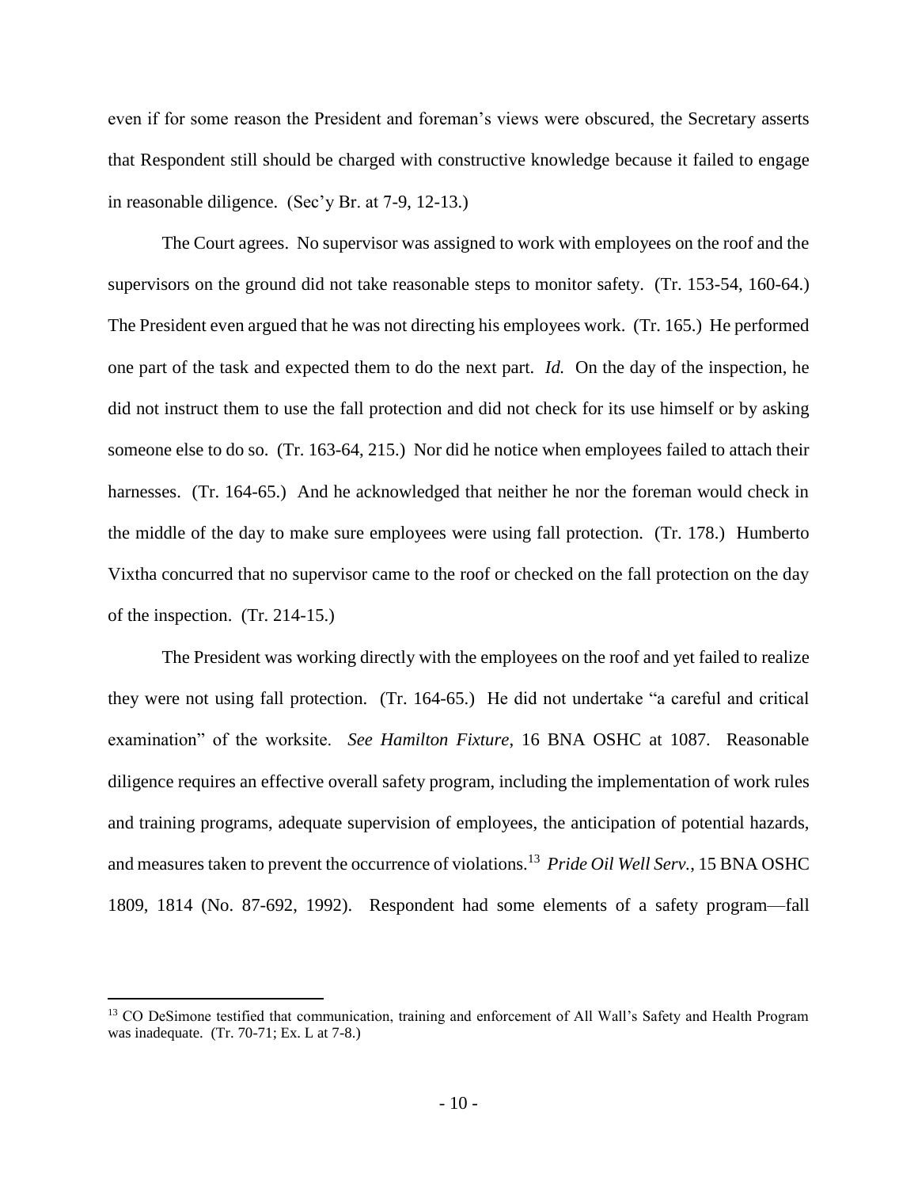even if for some reason the President and foreman's views were obscured, the Secretary asserts that Respondent still should be charged with constructive knowledge because it failed to engage in reasonable diligence. (Sec'y Br. at 7-9, 12-13.)

The Court agrees. No supervisor was assigned to work with employees on the roof and the supervisors on the ground did not take reasonable steps to monitor safety. (Tr. 153-54, 160-64.) The President even argued that he was not directing his employees work. (Tr. 165.) He performed one part of the task and expected them to do the next part. *Id.* On the day of the inspection, he did not instruct them to use the fall protection and did not check for its use himself or by asking someone else to do so. (Tr. 163-64, 215.) Nor did he notice when employees failed to attach their harnesses. (Tr. 164-65.) And he acknowledged that neither he nor the foreman would check in the middle of the day to make sure employees were using fall protection. (Tr. 178.) Humberto Vixtha concurred that no supervisor came to the roof or checked on the fall protection on the day of the inspection. (Tr. 214-15.)

The President was working directly with the employees on the roof and yet failed to realize they were not using fall protection. (Tr. 164-65.) He did not undertake "a careful and critical examination" of the worksite. *See Hamilton Fixture*, 16 BNA OSHC at 1087. Reasonable diligence requires an effective overall safety program, including the implementation of work rules and training programs, adequate supervision of employees, the anticipation of potential hazards, and measures taken to prevent the occurrence of violations.[13] *Pride Oil Well Serv.*, 15 BNA OSHC 1809, 1814 (No. 87-692, 1992). Respondent had some elements of a safety program—fall

---

[13] CO DeSimone testified that communication, training and enforcement of All Wall's Safety and Health Program was inadequate. (Tr. 70-71; Ex. L at 7-8.)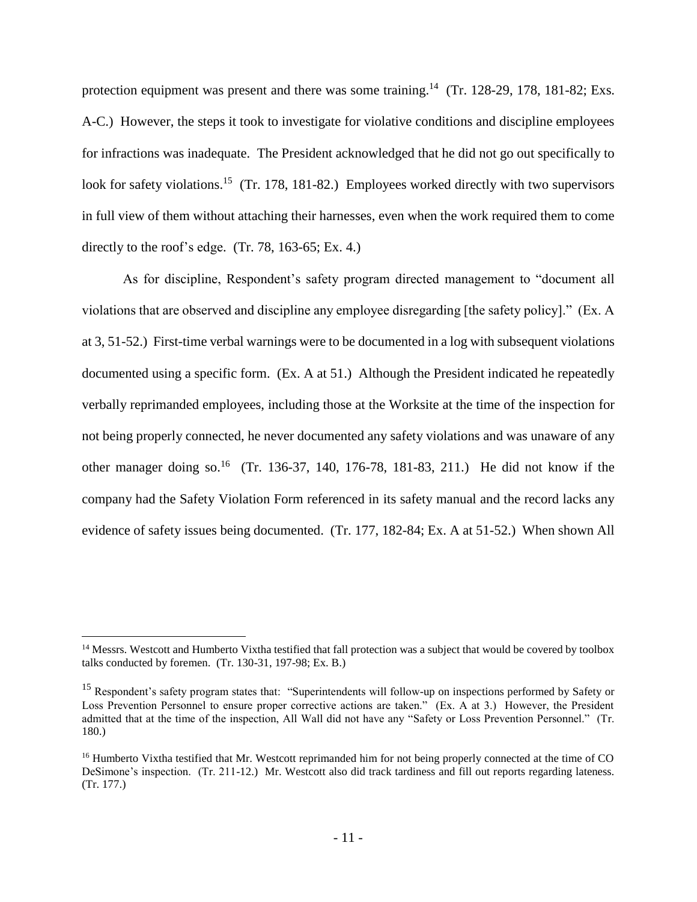protection equipment was present and there was some training.[14] (Tr. 128-29, 178, 181-82; Exs. A-C.) However, the steps it took to investigate for violative conditions and discipline employees for infractions was inadequate. The President acknowledged that he did not go out specifically to look for safety violations.[15] (Tr. 178, 181-82.) Employees worked directly with two supervisors in full view of them without attaching their harnesses, even when the work required them to come directly to the roof's edge. (Tr. 78, 163-65; Ex. 4.)

As for discipline, Respondent's safety program directed management to "document all violations that are observed and discipline any employee disregarding [the safety policy]." (Ex. A at 3, 51-52.) First-time verbal warnings were to be documented in a log with subsequent violations documented using a specific form. (Ex. A at 51.) Although the President indicated he repeatedly verbally reprimanded employees, including those at the Worksite at the time of the inspection for not being properly connected, he never documented any safety violations and was unaware of any other manager doing so.[16] (Tr. 136-37, 140, 176-78, 181-83, 211.) He did not know if the company had the Safety Violation Form referenced in its safety manual and the record lacks any evidence of safety issues being documented. (Tr. 177, 182-84; Ex. A at 51-52.) When shown All

---

[14] Messrs. Westcott and Humberto Vixtha testified that fall protection was a subject that would be covered by toolbox talks conducted by foremen. (Tr. 130-31, 197-98; Ex. B.)

[15] Respondent's safety program states that: "Superintendents will follow-up on inspections performed by Safety or Loss Prevention Personnel to ensure proper corrective actions are taken." (Ex. A at 3.) However, the President admitted that at the time of the inspection, All Wall did not have any "Safety or Loss Prevention Personnel." (Tr. 180.)

[16] Humberto Vixtha testified that Mr. Westcott reprimanded him for not being properly connected at the time of CO DeSimone's inspection. (Tr. 211-12.) Mr. Westcott also did track tardiness and fill out reports regarding lateness. (Tr. 177.)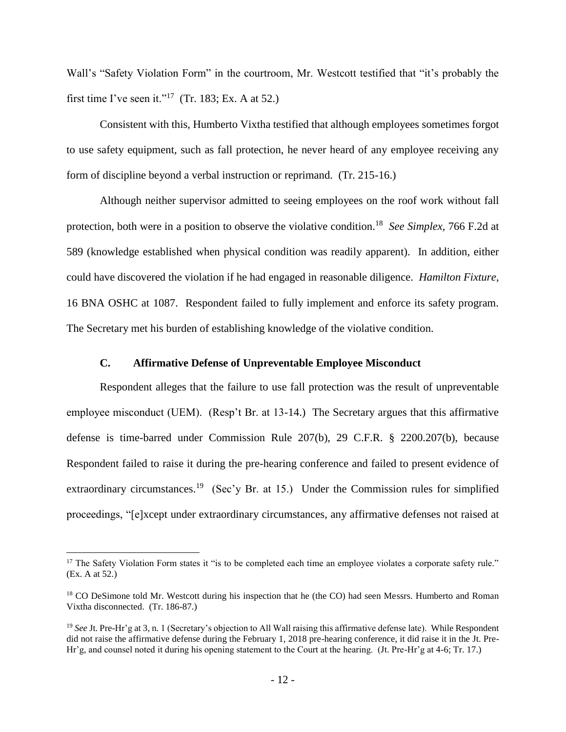Wall's "Safety Violation Form" in the courtroom, Mr. Westcott testified that "it's probably the first time I've seen it."[17] (Tr. 183; Ex. A at 52.)

Consistent with this, Humberto Vixtha testified that although employees sometimes forgot to use safety equipment, such as fall protection, he never heard of any employee receiving any form of discipline beyond a verbal instruction or reprimand. (Tr. 215-16.)

Although neither supervisor admitted to seeing employees on the roof work without fall protection, both were in a position to observe the violative condition.[18] *See Simplex*, 766 F.2d at 589 (knowledge established when physical condition was readily apparent). In addition, either could have discovered the violation if he had engaged in reasonable diligence. *Hamilton Fixture*, 16 BNA OSHC at 1087. Respondent failed to fully implement and enforce its safety program. The Secretary met his burden of establishing knowledge of the violative condition.

### C. Affirmative Defense of Unpreventable Employee Misconduct

Respondent alleges that the failure to use fall protection was the result of unpreventable employee misconduct (UEM). (Resp't Br. at 13-14.) The Secretary argues that this affirmative defense is time-barred under Commission Rule 207(b), 29 C.F.R. § 2200.207(b), because Respondent failed to raise it during the pre-hearing conference and failed to present evidence of extraordinary circumstances.[19] (Sec'y Br. at 15.) Under the Commission rules for simplified proceedings, "[e]xcept under extraordinary circumstances, any affirmative defenses not raised at

---

[17] The Safety Violation Form states it "is to be completed each time an employee violates a corporate safety rule." (Ex. A at 52.)

[18] CO DeSimone told Mr. Westcott during his inspection that he (the CO) had seen Messrs. Humberto and Roman Vixtha disconnected. (Tr. 186-87.)

[19] *See* Jt. Pre-Hr'g at 3, n. 1 (Secretary's objection to All Wall raising this affirmative defense late). While Respondent did not raise the affirmative defense during the February 1, 2018 pre-hearing conference, it did raise it in the Jt. Pre-Hr'g, and counsel noted it during his opening statement to the Court at the hearing. (Jt. Pre-Hr'g at 4-6; Tr. 17.)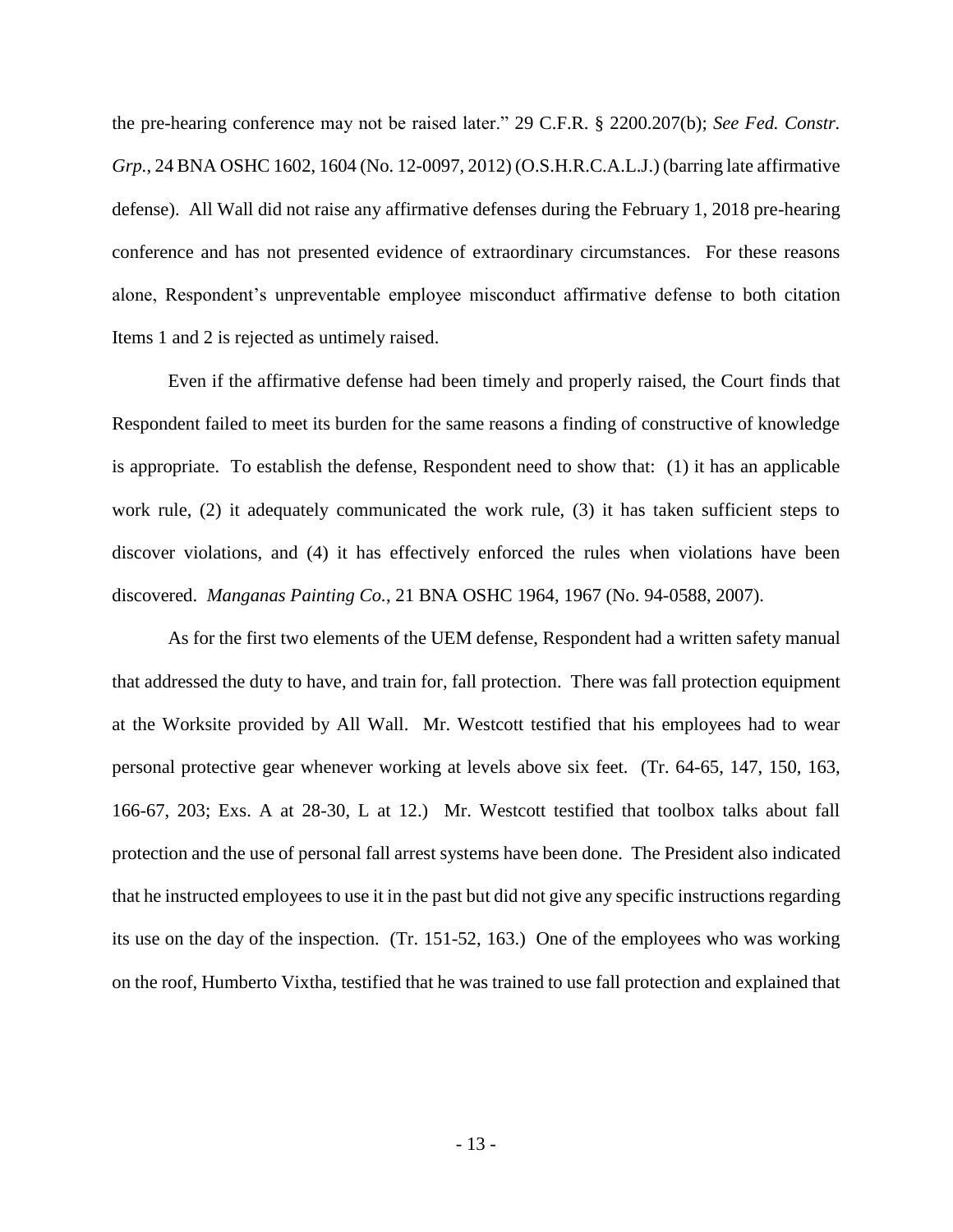the pre-hearing conference may not be raised later." 29 C.F.R. § 2200.207(b); *See Fed. Constr. Grp.*, 24 BNA OSHC 1602, 1604 (No. 12-0097, 2012) (O.S.H.R.C.A.L.J.) (barring late affirmative defense). All Wall did not raise any affirmative defenses during the February 1, 2018 pre-hearing conference and has not presented evidence of extraordinary circumstances. For these reasons alone, Respondent's unpreventable employee misconduct affirmative defense to both citation Items 1 and 2 is rejected as untimely raised.

Even if the affirmative defense had been timely and properly raised, the Court finds that Respondent failed to meet its burden for the same reasons a finding of constructive of knowledge is appropriate. To establish the defense, Respondent need to show that: (1) it has an applicable work rule, (2) it adequately communicated the work rule, (3) it has taken sufficient steps to discover violations, and (4) it has effectively enforced the rules when violations have been discovered. *Manganas Painting Co.*, 21 BNA OSHC 1964, 1967 (No. 94-0588, 2007).

As for the first two elements of the UEM defense, Respondent had a written safety manual that addressed the duty to have, and train for, fall protection. There was fall protection equipment at the Worksite provided by All Wall. Mr. Westcott testified that his employees had to wear personal protective gear whenever working at levels above six feet. (Tr. 64-65, 147, 150, 163, 166-67, 203; Exs. A at 28-30, L at 12.) Mr. Westcott testified that toolbox talks about fall protection and the use of personal fall arrest systems have been done. The President also indicated that he instructed employees to use it in the past but did not give any specific instructions regarding its use on the day of the inspection. (Tr. 151-52, 163.) One of the employees who was working on the roof, Humberto Vixtha, testified that he was trained to use fall protection and explained that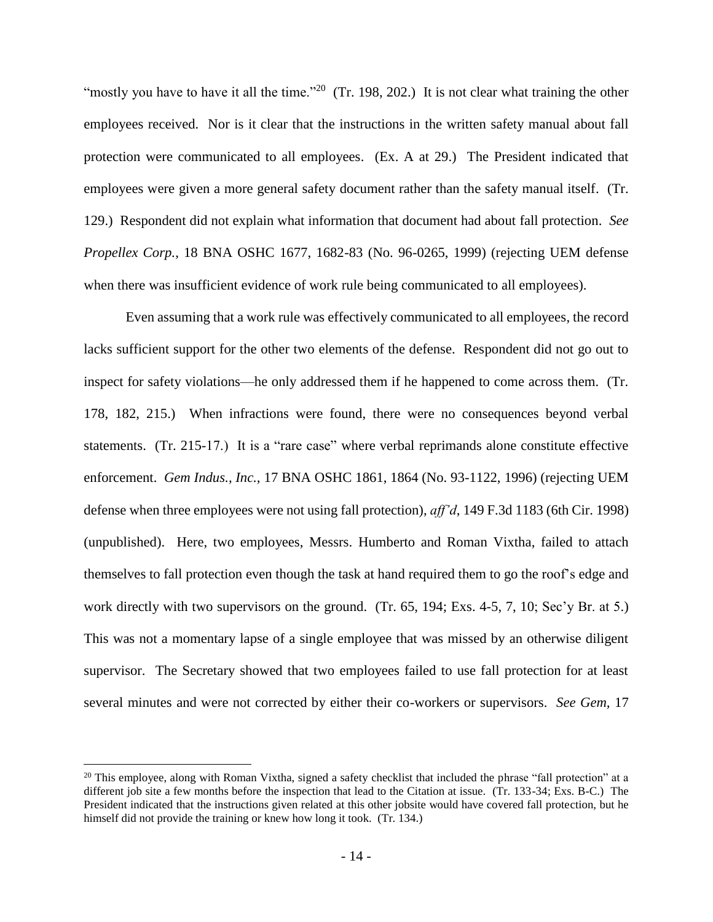"mostly you have to have it all the time."[20] (Tr. 198, 202.) It is not clear what training the other employees received. Nor is it clear that the instructions in the written safety manual about fall protection were communicated to all employees. (Ex. A at 29.) The President indicated that employees were given a more general safety document rather than the safety manual itself. (Tr. 129.) Respondent did not explain what information that document had about fall protection. *See Propellex Corp.*, 18 BNA OSHC 1677, 1682-83 (No. 96-0265, 1999) (rejecting UEM defense when there was insufficient evidence of work rule being communicated to all employees).

Even assuming that a work rule was effectively communicated to all employees, the record lacks sufficient support for the other two elements of the defense. Respondent did not go out to inspect for safety violations—he only addressed them if he happened to come across them. (Tr. 178, 182, 215.) When infractions were found, there were no consequences beyond verbal statements. (Tr. 215-17.) It is a "rare case" where verbal reprimands alone constitute effective enforcement. *Gem Indus., Inc.*, 17 BNA OSHC 1861, 1864 (No. 93-1122, 1996) (rejecting UEM defense when three employees were not using fall protection), *aff'd*, 149 F.3d 1183 (6th Cir. 1998) (unpublished). Here, two employees, Messrs. Humberto and Roman Vixtha, failed to attach themselves to fall protection even though the task at hand required them to go the roof's edge and work directly with two supervisors on the ground. (Tr. 65, 194; Exs. 4-5, 7, 10; Sec'y Br. at 5.) This was not a momentary lapse of a single employee that was missed by an otherwise diligent supervisor. The Secretary showed that two employees failed to use fall protection for at least several minutes and were not corrected by either their co-workers or supervisors. *See Gem*, 17

---

[20] This employee, along with Roman Vixtha, signed a safety checklist that included the phrase "fall protection" at a different job site a few months before the inspection that lead to the Citation at issue. (Tr. 133-34; Exs. B-C.) The President indicated that the instructions given related at this other jobsite would have covered fall protection, but he himself did not provide the training or knew how long it took. (Tr. 134.)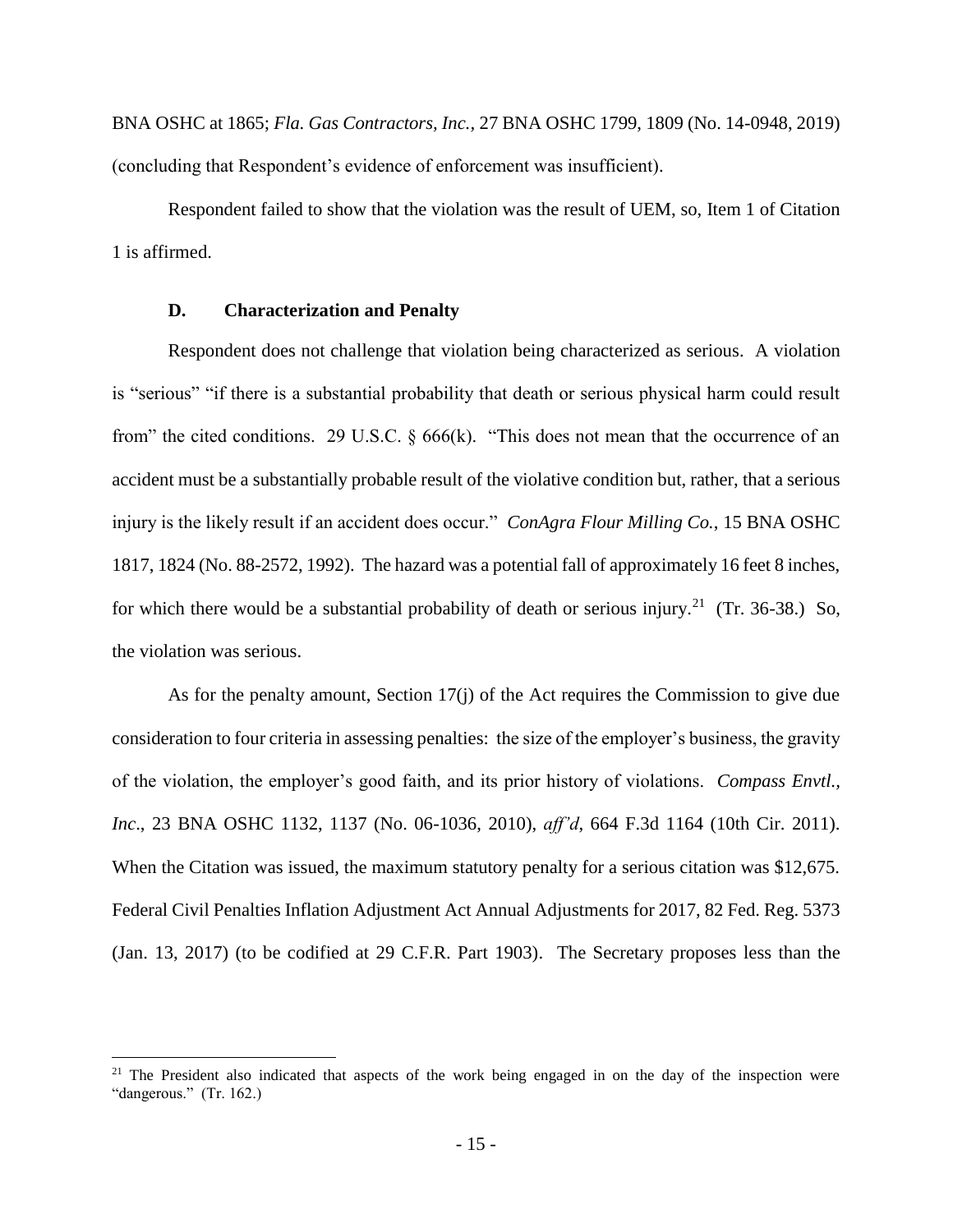BNA OSHC at 1865; *Fla. Gas Contractors, Inc.*, 27 BNA OSHC 1799, 1809 (No. 14-0948, 2019) (concluding that Respondent's evidence of enforcement was insufficient).

Respondent failed to show that the violation was the result of UEM, so, Item 1 of Citation 1 is affirmed.

### D. Characterization and Penalty

Respondent does not challenge that violation being characterized as serious. A violation is "serious" "if there is a substantial probability that death or serious physical harm could result from" the cited conditions. 29 U.S.C. § 666(k). "This does not mean that the occurrence of an accident must be a substantially probable result of the violative condition but, rather, that a serious injury is the likely result if an accident does occur." *ConAgra Flour Milling Co.*, 15 BNA OSHC 1817, 1824 (No. 88-2572, 1992). The hazard was a potential fall of approximately 16 feet 8 inches, for which there would be a substantial probability of death or serious injury.[21] (Tr. 36-38.) So, the violation was serious.

As for the penalty amount, Section 17(j) of the Act requires the Commission to give due consideration to four criteria in assessing penalties: the size of the employer's business, the gravity of the violation, the employer's good faith, and its prior history of violations. *Compass Envtl., Inc*., 23 BNA OSHC 1132, 1137 (No. 06-1036, 2010), *aff'd*, 664 F.3d 1164 (10th Cir. 2011). When the Citation was issued, the maximum statutory penalty for a serious citation was $12,675. Federal Civil Penalties Inflation Adjustment Act Annual Adjustments for 2017, 82 Fed. Reg. 5373 (Jan. 13, 2017) (to be codified at 29 C.F.R. Part 1903). The Secretary proposes less than the

[21] The President also indicated that aspects of the work being engaged in on the day of the inspection were "dangerous." (Tr. 162.)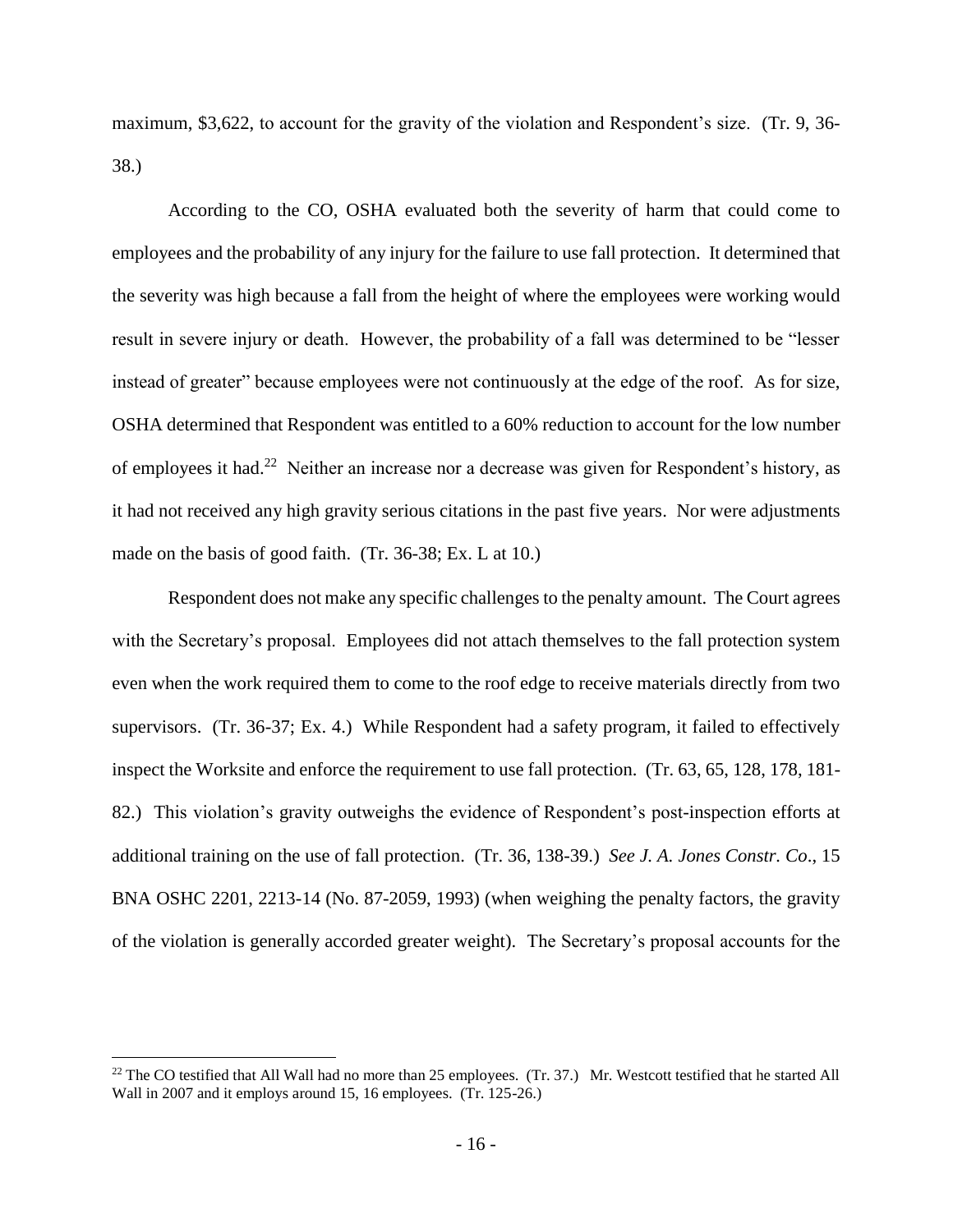maximum, $3,622, to account for the gravity of the violation and Respondent's size. (Tr. 9, 36-38.)

According to the CO, OSHA evaluated both the severity of harm that could come to employees and the probability of any injury for the failure to use fall protection. It determined that the severity was high because a fall from the height of where the employees were working would result in severe injury or death. However, the probability of a fall was determined to be "lesser instead of greater" because employees were not continuously at the edge of the roof. As for size, OSHA determined that Respondent was entitled to a 60% reduction to account for the low number of employees it had.[22] Neither an increase nor a decrease was given for Respondent's history, as it had not received any high gravity serious citations in the past five years. Nor were adjustments made on the basis of good faith. (Tr. 36-38; Ex. L at 10.)

Respondent does not make any specific challenges to the penalty amount. The Court agrees with the Secretary's proposal. Employees did not attach themselves to the fall protection system even when the work required them to come to the roof edge to receive materials directly from two supervisors. (Tr. 36-37; Ex. 4.) While Respondent had a safety program, it failed to effectively inspect the Worksite and enforce the requirement to use fall protection. (Tr. 63, 65, 128, 178, 181-82.) This violation's gravity outweighs the evidence of Respondent's post-inspection efforts at additional training on the use of fall protection. (Tr. 36, 138-39.) *See J. A. Jones Constr. Co*., 15 BNA OSHC 2201, 2213-14 (No. 87-2059, 1993) (when weighing the penalty factors, the gravity of the violation is generally accorded greater weight). The Secretary's proposal accounts for the

[22] The CO testified that All Wall had no more than 25 employees. (Tr. 37.) Mr. Westcott testified that he started All Wall in 2007 and it employs around 15, 16 employees. (Tr. 125-26.)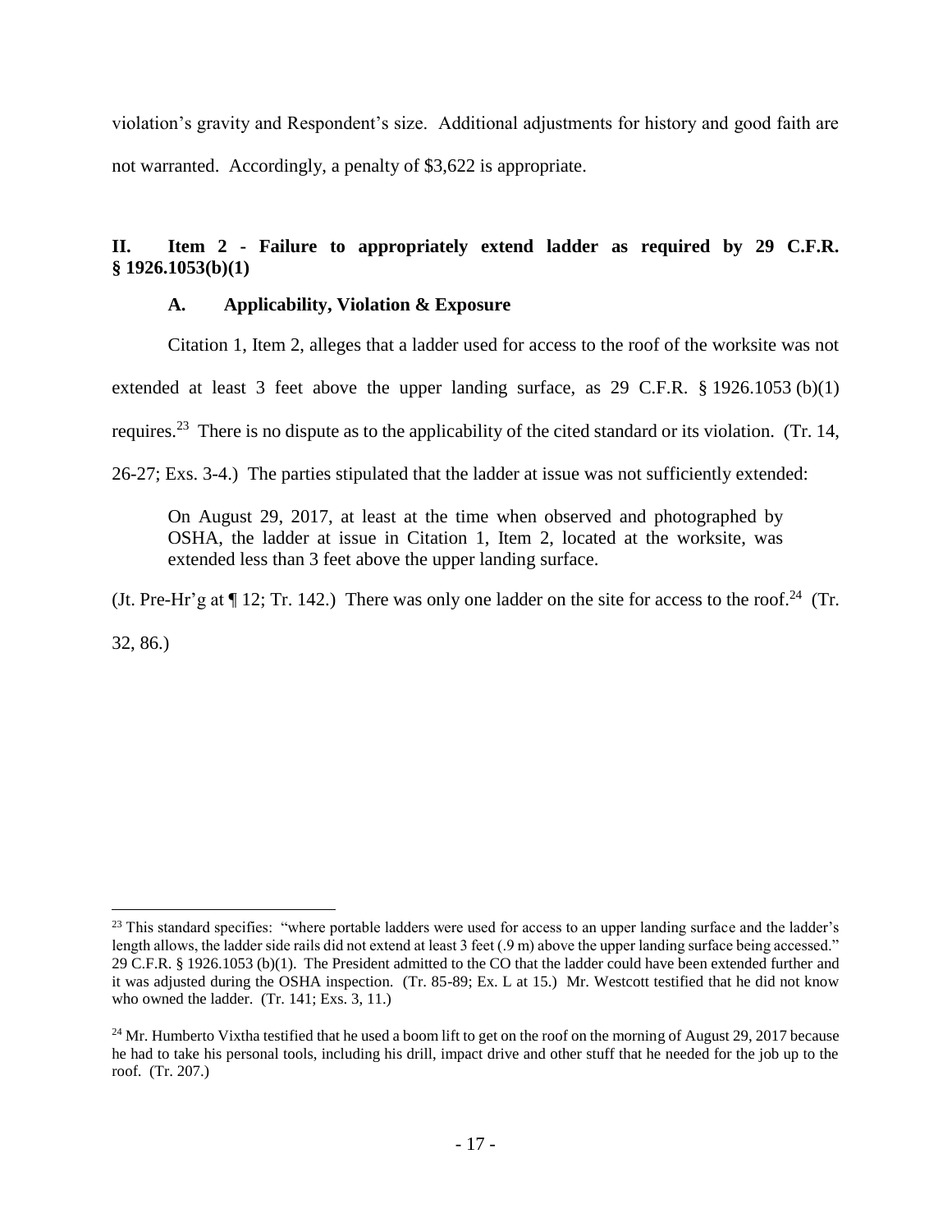violation's gravity and Respondent's size. Additional adjustments for history and good faith are not warranted. Accordingly, a penalty of $3,622 is appropriate.

## II. Item 2 - Failure to appropriately extend ladder as required by 29 C.F.R. § 1926.1053(b)(1)

### A. Applicability, Violation & Exposure

Citation 1, Item 2, alleges that a ladder used for access to the roof of the worksite was not extended at least 3 feet above the upper landing surface, as 29 C.F.R. § 1926.1053 (b)(1) requires.[23] There is no dispute as to the applicability of the cited standard or its violation. (Tr. 14, 26-27; Exs. 3-4.) The parties stipulated that the ladder at issue was not sufficiently extended:

> On August 29, 2017, at least at the time when observed and photographed by OSHA, the ladder at issue in Citation 1, Item 2, located at the worksite, was extended less than 3 feet above the upper landing surface.

(Jt. Pre-Hr'g at ¶ 12; Tr. 142.) There was only one ladder on the site for access to the roof.[24] (Tr. 32, 86.)

---

[23] This standard specifies: "where portable ladders were used for access to an upper landing surface and the ladder's length allows, the ladder side rails did not extend at least 3 feet (.9 m) above the upper landing surface being accessed." 29 C.F.R. § 1926.1053 (b)(1). The President admitted to the CO that the ladder could have been extended further and it was adjusted during the OSHA inspection. (Tr. 85-89; Ex. L at 15.) Mr. Westcott testified that he did not know who owned the ladder. (Tr. 141; Exs. 3, 11.)

[24] Mr. Humberto Vixtha testified that he used a boom lift to get on the roof on the morning of August 29, 2017 because he had to take his personal tools, including his drill, impact drive and other stuff that he needed for the job up to the roof. (Tr. 207.)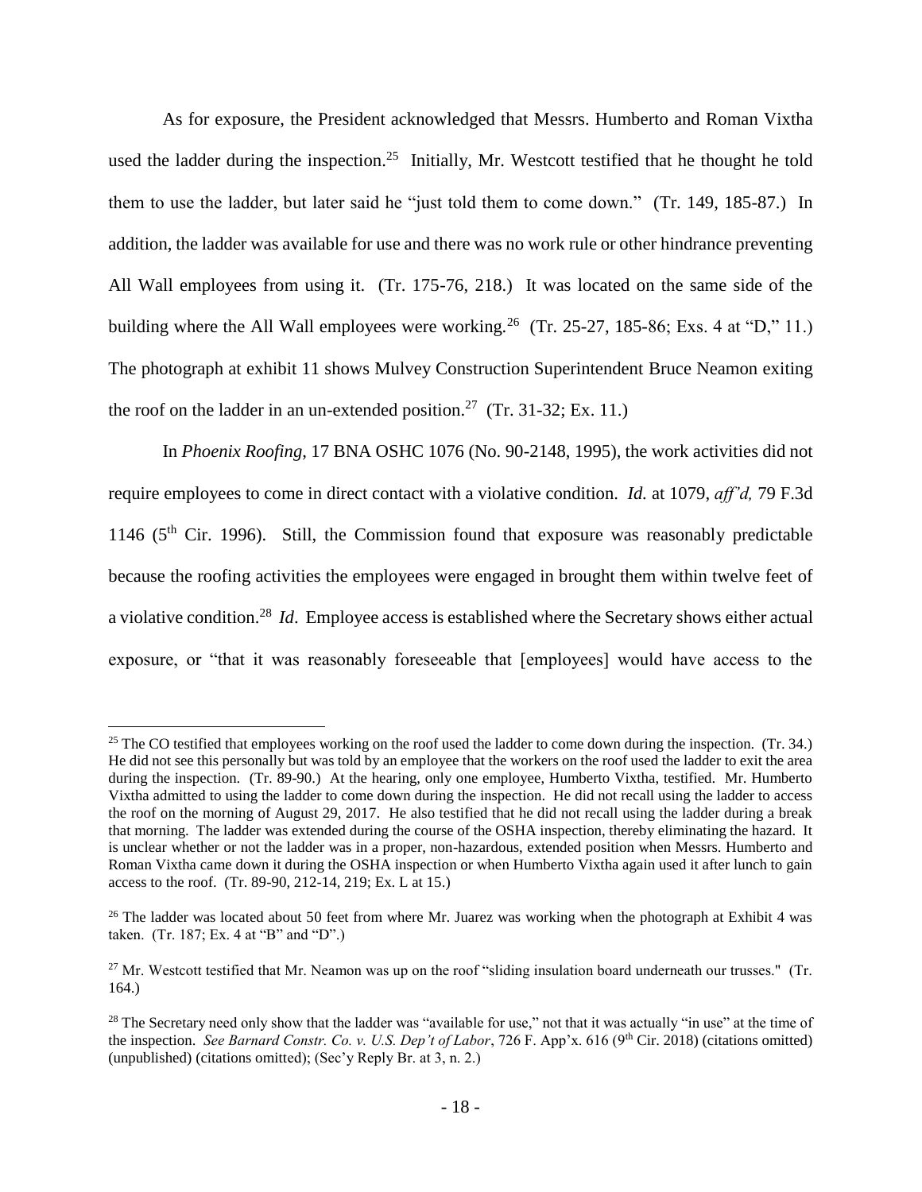As for exposure, the President acknowledged that Messrs. Humberto and Roman Vixtha used the ladder during the inspection.[25] Initially, Mr. Westcott testified that he thought he told them to use the ladder, but later said he "just told them to come down." (Tr. 149, 185-87.) In addition, the ladder was available for use and there was no work rule or other hindrance preventing All Wall employees from using it. (Tr. 175-76, 218.) It was located on the same side of the building where the All Wall employees were working.[26] (Tr. 25-27, 185-86; Exs. 4 at "D," 11.) The photograph at exhibit 11 shows Mulvey Construction Superintendent Bruce Neamon exiting the roof on the ladder in an un-extended position.[27] (Tr. 31-32; Ex. 11.)

In *Phoenix Roofing*, 17 BNA OSHC 1076 (No. 90-2148, 1995), the work activities did not require employees to come in direct contact with a violative condition. *Id.* at 1079, *aff'd,* 79 F.3d 1146 (5th Cir. 1996). Still, the Commission found that exposure was reasonably predictable because the roofing activities the employees were engaged in brought them within twelve feet of a violative condition.[28] *Id*. Employee access is established where the Secretary shows either actual exposure, or "that it was reasonably foreseeable that [employees] would have access to the

---

[25] The CO testified that employees working on the roof used the ladder to come down during the inspection. (Tr. 34.) He did not see this personally but was told by an employee that the workers on the roof used the ladder to exit the area during the inspection. (Tr. 89-90.) At the hearing, only one employee, Humberto Vixtha, testified. Mr. Humberto Vixtha admitted to using the ladder to come down during the inspection. He did not recall using the ladder to access the roof on the morning of August 29, 2017. He also testified that he did not recall using the ladder during a break that morning. The ladder was extended during the course of the OSHA inspection, thereby eliminating the hazard. It is unclear whether or not the ladder was in a proper, non-hazardous, extended position when Messrs. Humberto and Roman Vixtha came down it during the OSHA inspection or when Humberto Vixtha again used it after lunch to gain access to the roof. (Tr. 89-90, 212-14, 219; Ex. L at 15.)

[26] The ladder was located about 50 feet from where Mr. Juarez was working when the photograph at Exhibit 4 was taken. (Tr. 187; Ex. 4 at "B" and "D".)

[27] Mr. Westcott testified that Mr. Neamon was up on the roof "sliding insulation board underneath our trusses." (Tr. 164.)

[28] The Secretary need only show that the ladder was "available for use," not that it was actually "in use" at the time of the inspection. *See Barnard Constr. Co. v. U.S. Dep't of Labor*, 726 F. App'x. 616 (9th Cir. 2018) (citations omitted) (unpublished) (citations omitted); (Sec'y Reply Br. at 3, n. 2.)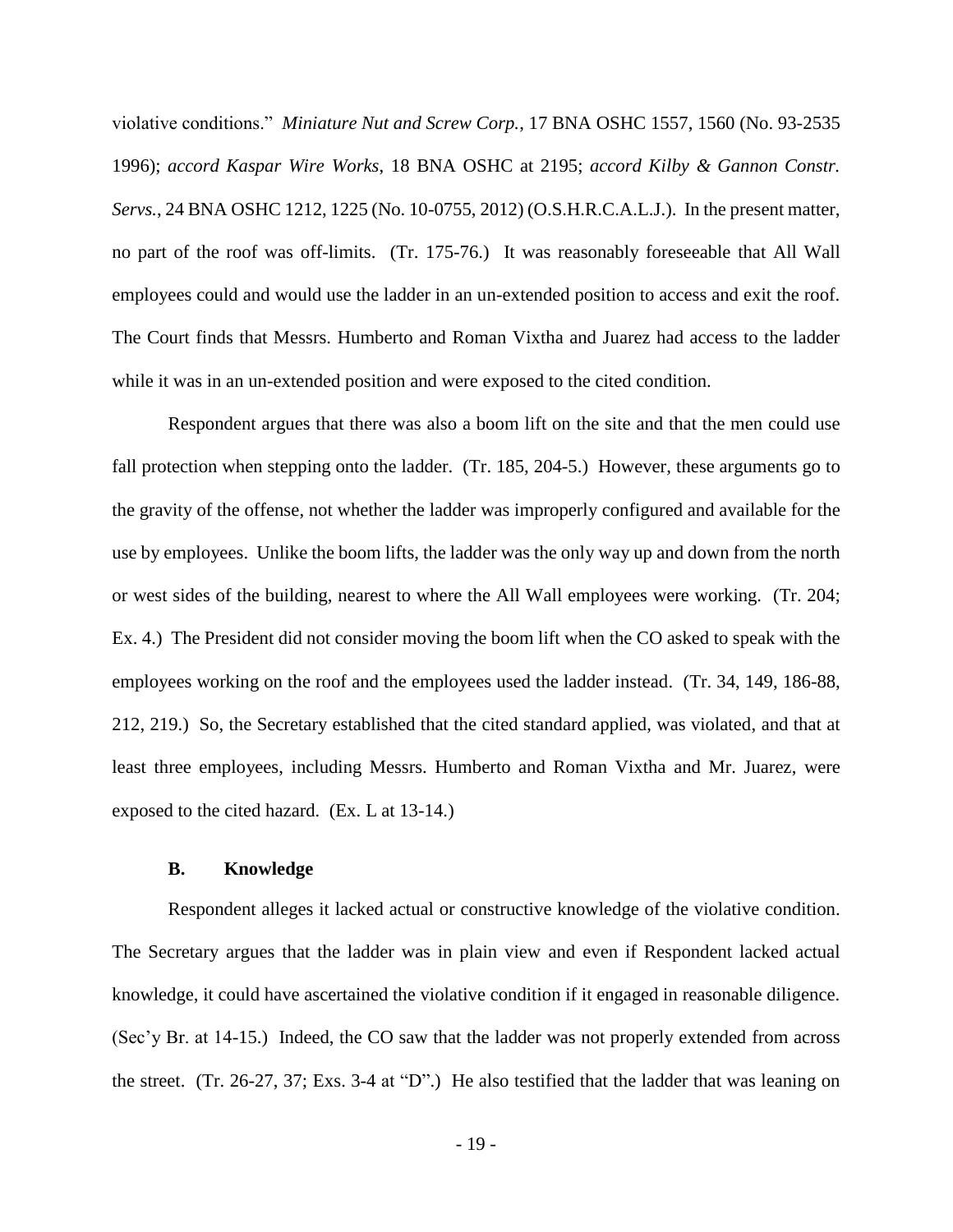violative conditions." *Miniature Nut and Screw Corp.*, 17 BNA OSHC 1557, 1560 (No. 93-2535 1996); *accord Kaspar Wire Works*, 18 BNA OSHC at 2195; *accord Kilby & Gannon Constr. Servs.*, 24 BNA OSHC 1212, 1225 (No. 10-0755, 2012) (O.S.H.R.C.A.L.J.). In the present matter, no part of the roof was off-limits. (Tr. 175-76.) It was reasonably foreseeable that All Wall employees could and would use the ladder in an un-extended position to access and exit the roof. The Court finds that Messrs. Humberto and Roman Vixtha and Juarez had access to the ladder while it was in an un-extended position and were exposed to the cited condition.

Respondent argues that there was also a boom lift on the site and that the men could use fall protection when stepping onto the ladder. (Tr. 185, 204-5.) However, these arguments go to the gravity of the offense, not whether the ladder was improperly configured and available for the use by employees. Unlike the boom lifts, the ladder was the only way up and down from the north or west sides of the building, nearest to where the All Wall employees were working. (Tr. 204; Ex. 4.) The President did not consider moving the boom lift when the CO asked to speak with the employees working on the roof and the employees used the ladder instead. (Tr. 34, 149, 186-88, 212, 219.) So, the Secretary established that the cited standard applied, was violated, and that at least three employees, including Messrs. Humberto and Roman Vixtha and Mr. Juarez, were exposed to the cited hazard. (Ex. L at 13-14.)

### B. Knowledge

Respondent alleges it lacked actual or constructive knowledge of the violative condition. The Secretary argues that the ladder was in plain view and even if Respondent lacked actual knowledge, it could have ascertained the violative condition if it engaged in reasonable diligence. (Sec'y Br. at 14-15.) Indeed, the CO saw that the ladder was not properly extended from across the street. (Tr. 26-27, 37; Exs. 3-4 at "D".) He also testified that the ladder that was leaning on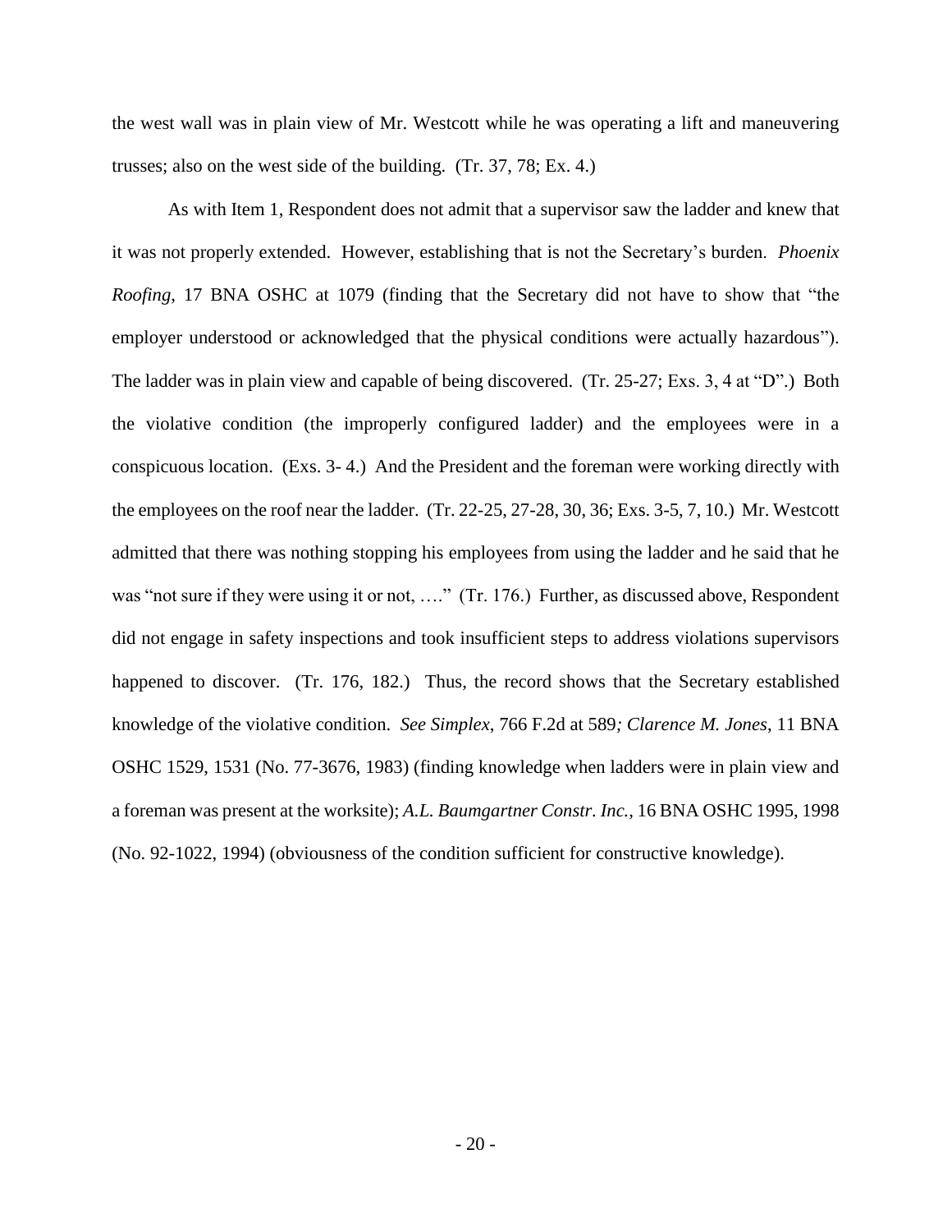the west wall was in plain view of Mr. Westcott while he was operating a lift and maneuvering trusses; also on the west side of the building. (Tr. 37, 78; Ex. 4.)

As with Item 1, Respondent does not admit that a supervisor saw the ladder and knew that it was not properly extended. However, establishing that is not the Secretary's burden. *Phoenix Roofing*, 17 BNA OSHC at 1079 (finding that the Secretary did not have to show that "the employer understood or acknowledged that the physical conditions were actually hazardous"). The ladder was in plain view and capable of being discovered. (Tr. 25-27; Exs. 3, 4 at "D".) Both the violative condition (the improperly configured ladder) and the employees were in a conspicuous location. (Exs. 3- 4.) And the President and the foreman were working directly with the employees on the roof near the ladder. (Tr. 22-25, 27-28, 30, 36; Exs. 3-5, 7, 10.) Mr. Westcott admitted that there was nothing stopping his employees from using the ladder and he said that he was "not sure if they were using it or not, …." (Tr. 176.) Further, as discussed above, Respondent did not engage in safety inspections and took insufficient steps to address violations supervisors happened to discover. (Tr. 176, 182.) Thus, the record shows that the Secretary established knowledge of the violative condition. *See Simplex*, 766 F.2d at 589*; Clarence M. Jones*, 11 BNA OSHC 1529, 1531 (No. 77-3676, 1983) (finding knowledge when ladders were in plain view and a foreman was present at the worksite); *A.L. Baumgartner Constr. Inc.*, 16 BNA OSHC 1995, 1998 (No. 92-1022, 1994) (obviousness of the condition sufficient for constructive knowledge).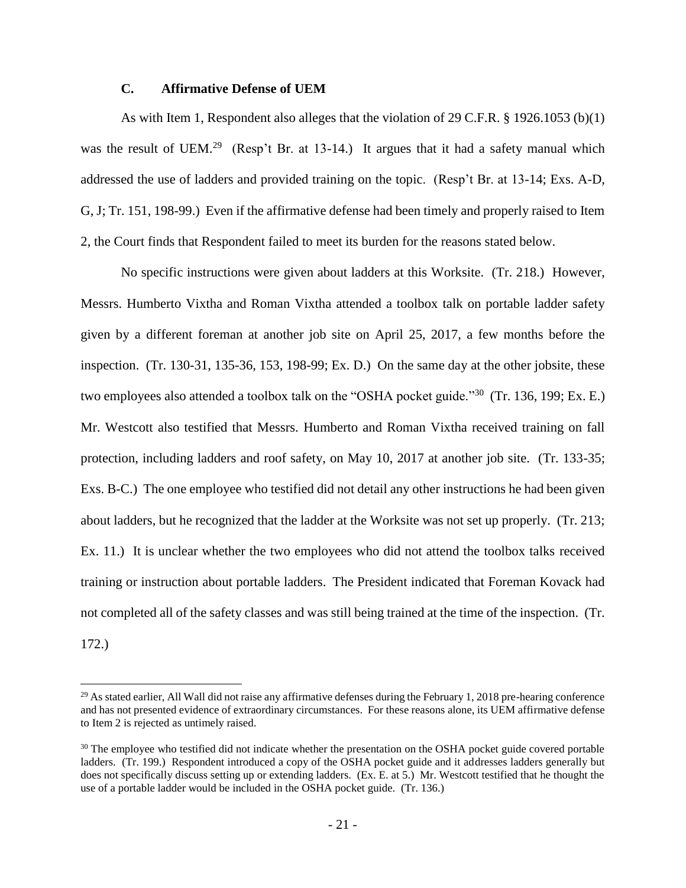### C. Affirmative Defense of UEM

As with Item 1, Respondent also alleges that the violation of 29 C.F.R. § 1926.1053 (b)(1) was the result of UEM.[29] (Resp't Br. at 13-14.) It argues that it had a safety manual which addressed the use of ladders and provided training on the topic. (Resp't Br. at 13-14; Exs. A-D, G, J; Tr. 151, 198-99.) Even if the affirmative defense had been timely and properly raised to Item 2, the Court finds that Respondent failed to meet its burden for the reasons stated below.

No specific instructions were given about ladders at this Worksite. (Tr. 218.) However, Messrs. Humberto Vixtha and Roman Vixtha attended a toolbox talk on portable ladder safety given by a different foreman at another job site on April 25, 2017, a few months before the inspection. (Tr. 130-31, 135-36, 153, 198-99; Ex. D.) On the same day at the other jobsite, these two employees also attended a toolbox talk on the "OSHA pocket guide."[30] (Tr. 136, 199; Ex. E.) Mr. Westcott also testified that Messrs. Humberto and Roman Vixtha received training on fall protection, including ladders and roof safety, on May 10, 2017 at another job site. (Tr. 133-35; Exs. B-C.) The one employee who testified did not detail any other instructions he had been given about ladders, but he recognized that the ladder at the Worksite was not set up properly. (Tr. 213; Ex. 11.) It is unclear whether the two employees who did not attend the toolbox talks received training or instruction about portable ladders. The President indicated that Foreman Kovack had not completed all of the safety classes and was still being trained at the time of the inspection. (Tr. 172.)

---

[29] As stated earlier, All Wall did not raise any affirmative defenses during the February 1, 2018 pre-hearing conference and has not presented evidence of extraordinary circumstances. For these reasons alone, its UEM affirmative defense to Item 2 is rejected as untimely raised.

[30] The employee who testified did not indicate whether the presentation on the OSHA pocket guide covered portable ladders. (Tr. 199.) Respondent introduced a copy of the OSHA pocket guide and it addresses ladders generally but does not specifically discuss setting up or extending ladders. (Ex. E. at 5.) Mr. Westcott testified that he thought the use of a portable ladder would be included in the OSHA pocket guide. (Tr. 136.)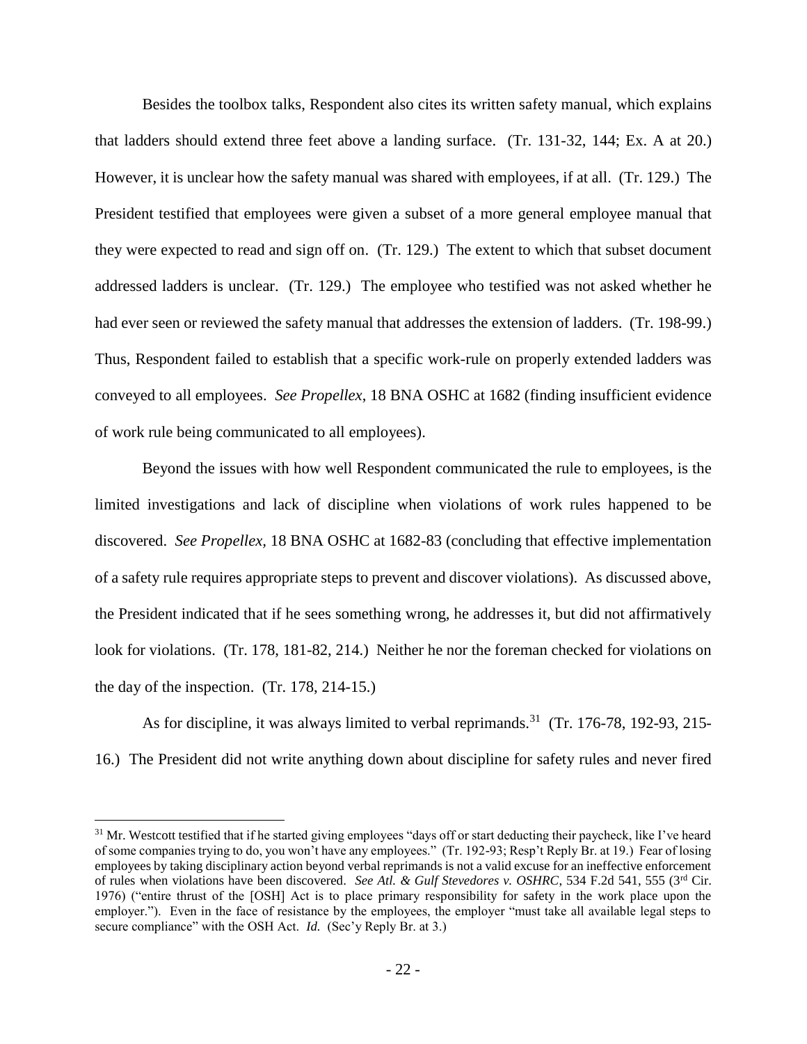Besides the toolbox talks, Respondent also cites its written safety manual, which explains that ladders should extend three feet above a landing surface. (Tr. 131-32, 144; Ex. A at 20.) However, it is unclear how the safety manual was shared with employees, if at all. (Tr. 129.) The President testified that employees were given a subset of a more general employee manual that they were expected to read and sign off on. (Tr. 129.) The extent to which that subset document addressed ladders is unclear. (Tr. 129.) The employee who testified was not asked whether he had ever seen or reviewed the safety manual that addresses the extension of ladders. (Tr. 198-99.) Thus, Respondent failed to establish that a specific work-rule on properly extended ladders was conveyed to all employees. *See Propellex*, 18 BNA OSHC at 1682 (finding insufficient evidence of work rule being communicated to all employees).

Beyond the issues with how well Respondent communicated the rule to employees, is the limited investigations and lack of discipline when violations of work rules happened to be discovered. *See Propellex*, 18 BNA OSHC at 1682-83 (concluding that effective implementation of a safety rule requires appropriate steps to prevent and discover violations). As discussed above, the President indicated that if he sees something wrong, he addresses it, but did not affirmatively look for violations. (Tr. 178, 181-82, 214.) Neither he nor the foreman checked for violations on the day of the inspection. (Tr. 178, 214-15.)

As for discipline, it was always limited to verbal reprimands.[31] (Tr. 176-78, 192-93, 215-16.) The President did not write anything down about discipline for safety rules and never fired

---

[31] Mr. Westcott testified that if he started giving employees "days off or start deducting their paycheck, like I've heard of some companies trying to do, you won't have any employees." (Tr. 192-93; Resp't Reply Br. at 19.) Fear of losing employees by taking disciplinary action beyond verbal reprimands is not a valid excuse for an ineffective enforcement of rules when violations have been discovered. *See Atl. & Gulf Stevedores v. OSHRC*, 534 F.2d 541, 555 (3rd Cir. 1976) ("entire thrust of the [OSH] Act is to place primary responsibility for safety in the work place upon the employer."). Even in the face of resistance by the employees, the employer "must take all available legal steps to secure compliance" with the OSH Act. *Id.* (Sec'y Reply Br. at 3.)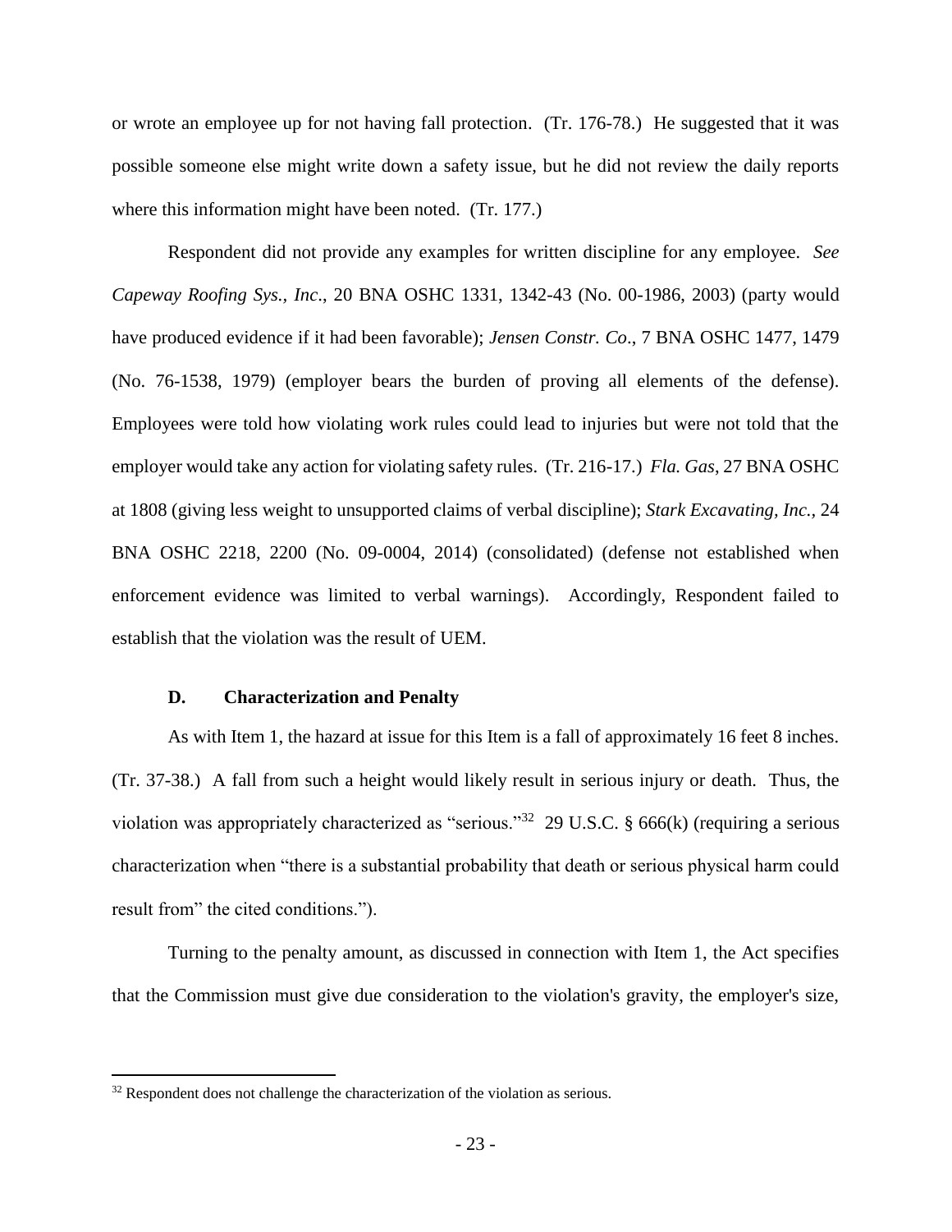or wrote an employee up for not having fall protection. (Tr. 176-78.) He suggested that it was possible someone else might write down a safety issue, but he did not review the daily reports where this information might have been noted. (Tr. 177.)

Respondent did not provide any examples for written discipline for any employee. *See Capeway Roofing Sys., Inc.*, 20 BNA OSHC 1331, 1342-43 (No. 00-1986, 2003) (party would have produced evidence if it had been favorable); *Jensen Constr. Co*., 7 BNA OSHC 1477, 1479 (No. 76-1538, 1979) (employer bears the burden of proving all elements of the defense). Employees were told how violating work rules could lead to injuries but were not told that the employer would take any action for violating safety rules. (Tr. 216-17.) *Fla. Gas*, 27 BNA OSHC at 1808 (giving less weight to unsupported claims of verbal discipline); *Stark Excavating, Inc.*, 24 BNA OSHC 2218, 2200 (No. 09-0004, 2014) (consolidated) (defense not established when enforcement evidence was limited to verbal warnings). Accordingly, Respondent failed to establish that the violation was the result of UEM.

### D. Characterization and Penalty

As with Item 1, the hazard at issue for this Item is a fall of approximately 16 feet 8 inches. (Tr. 37-38.) A fall from such a height would likely result in serious injury or death. Thus, the violation was appropriately characterized as "serious."[32] 29 U.S.C. § 666(k) (requiring a serious characterization when "there is a substantial probability that death or serious physical harm could result from" the cited conditions.").

Turning to the penalty amount, as discussed in connection with Item 1, the Act specifies that the Commission must give due consideration to the violation's gravity, the employer's size,

[32] Respondent does not challenge the characterization of the violation as serious.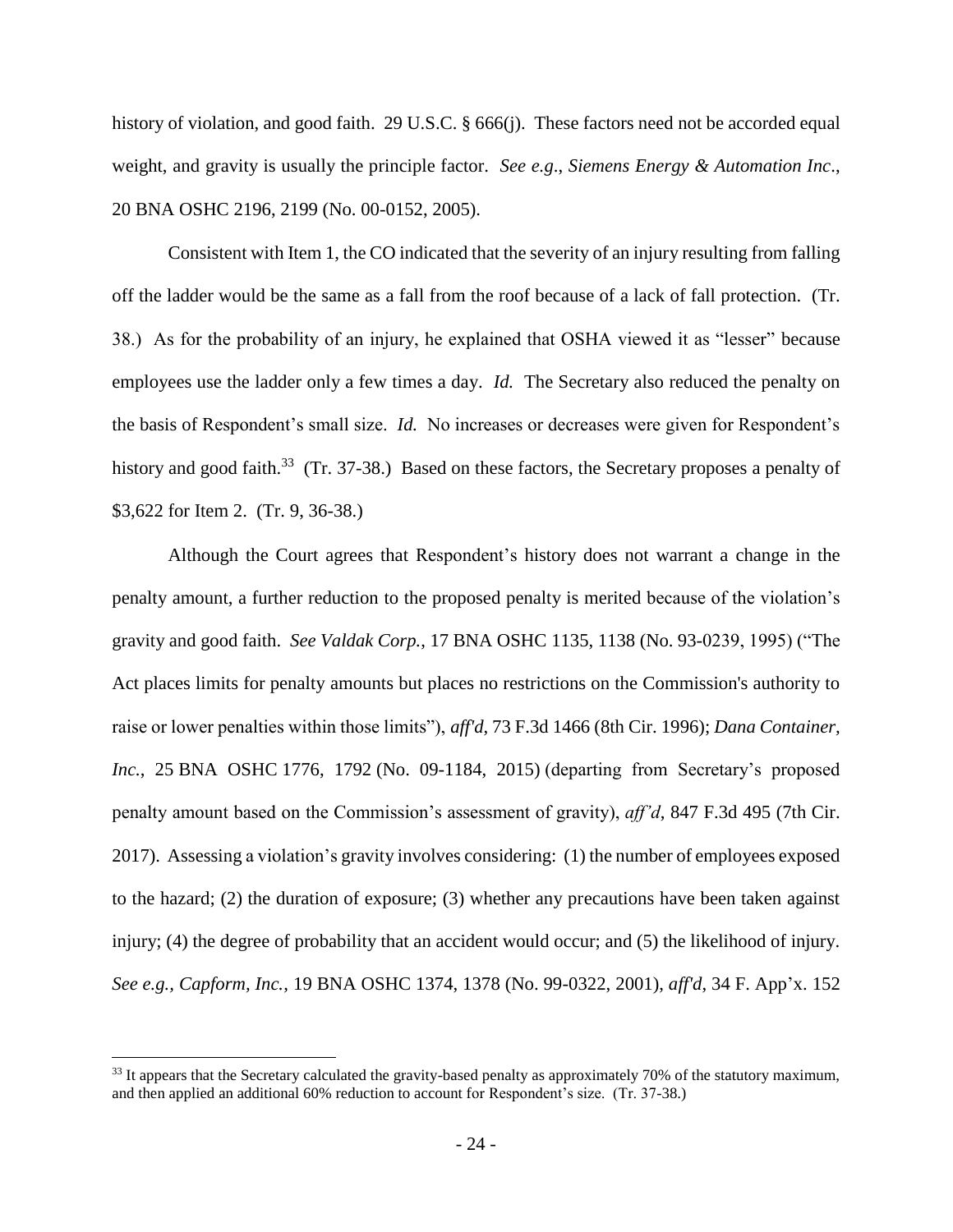history of violation, and good faith. 29 U.S.C. § 666(j). These factors need not be accorded equal weight, and gravity is usually the principle factor. *See e.g*., *Siemens Energy & Automation Inc*., 20 BNA OSHC 2196, 2199 (No. 00-0152, 2005).

Consistent with Item 1, the CO indicated that the severity of an injury resulting from falling off the ladder would be the same as a fall from the roof because of a lack of fall protection. (Tr. 38.) As for the probability of an injury, he explained that OSHA viewed it as "lesser" because employees use the ladder only a few times a day. *Id.* The Secretary also reduced the penalty on the basis of Respondent's small size. *Id.* No increases or decreases were given for Respondent's history and good faith.[33] (Tr. 37-38.) Based on these factors, the Secretary proposes a penalty of $3,622 for Item 2. (Tr. 9, 36-38.)

Although the Court agrees that Respondent's history does not warrant a change in the penalty amount, a further reduction to the proposed penalty is merited because of the violation's gravity and good faith. *See Valdak Corp.*, 17 BNA OSHC 1135, 1138 (No. 93-0239, 1995) ("The Act places limits for penalty amounts but places no restrictions on the Commission's authority to raise or lower penalties within those limits"), *aff'd*, 73 F.3d 1466 (8th Cir. 1996); *Dana Container, Inc.*, 25 BNA OSHC 1776, 1792 (No. 09-1184, 2015) (departing from Secretary's proposed penalty amount based on the Commission's assessment of gravity), *aff'd*, 847 F.3d 495 (7th Cir. 2017). Assessing a violation's gravity involves considering: (1) the number of employees exposed to the hazard; (2) the duration of exposure; (3) whether any precautions have been taken against injury; (4) the degree of probability that an accident would occur; and (5) the likelihood of injury. *See e.g., Capform, Inc.*, 19 BNA OSHC 1374, 1378 (No. 99-0322, 2001), *aff'd*, 34 F. App'x. 152

[33] It appears that the Secretary calculated the gravity-based penalty as approximately 70% of the statutory maximum, and then applied an additional 60% reduction to account for Respondent's size. (Tr. 37-38.)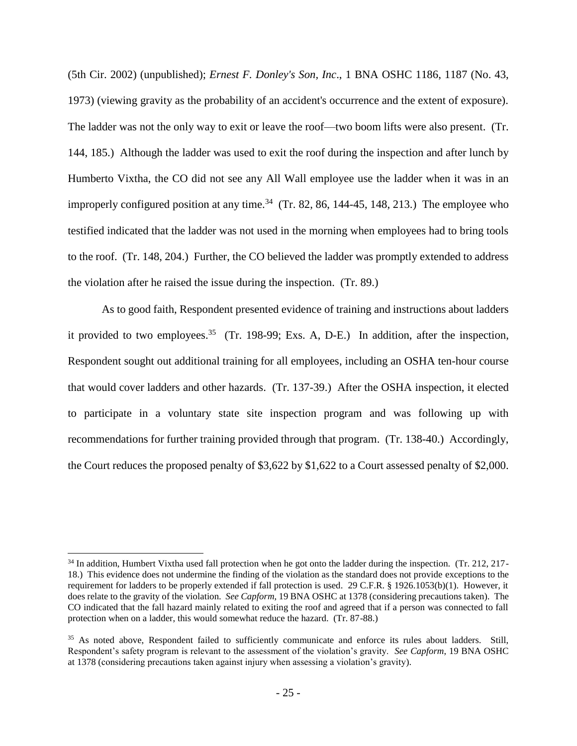(5th Cir. 2002) (unpublished); *Ernest F. Donley's Son, Inc*., 1 BNA OSHC 1186, 1187 (No. 43, 1973) (viewing gravity as the probability of an accident's occurrence and the extent of exposure). The ladder was not the only way to exit or leave the roof—two boom lifts were also present. (Tr. 144, 185.) Although the ladder was used to exit the roof during the inspection and after lunch by Humberto Vixtha, the CO did not see any All Wall employee use the ladder when it was in an improperly configured position at any time.[34] (Tr. 82, 86, 144-45, 148, 213.) The employee who testified indicated that the ladder was not used in the morning when employees had to bring tools to the roof. (Tr. 148, 204.) Further, the CO believed the ladder was promptly extended to address the violation after he raised the issue during the inspection. (Tr. 89.)

As to good faith, Respondent presented evidence of training and instructions about ladders it provided to two employees.[35] (Tr. 198-99; Exs. A, D-E.) In addition, after the inspection, Respondent sought out additional training for all employees, including an OSHA ten-hour course that would cover ladders and other hazards. (Tr. 137-39.) After the OSHA inspection, it elected to participate in a voluntary state site inspection program and was following up with recommendations for further training provided through that program. (Tr. 138-40.) Accordingly, the Court reduces the proposed penalty of $3,622 by $1,622 to a Court assessed penalty of $2,000.

---

[34] In addition, Humbert Vixtha used fall protection when he got onto the ladder during the inspection. (Tr. 212, 217-18.) This evidence does not undermine the finding of the violation as the standard does not provide exceptions to the requirement for ladders to be properly extended if fall protection is used. 29 C.F.R. § 1926.1053(b)(1). However, it does relate to the gravity of the violation. *See Capform*, 19 BNA OSHC at 1378 (considering precautions taken). The CO indicated that the fall hazard mainly related to exiting the roof and agreed that if a person was connected to fall protection when on a ladder, this would somewhat reduce the hazard. (Tr. 87-88.)

[35] As noted above, Respondent failed to sufficiently communicate and enforce its rules about ladders. Still, Respondent's safety program is relevant to the assessment of the violation's gravity. *See Capform*, 19 BNA OSHC at 1378 (considering precautions taken against injury when assessing a violation's gravity).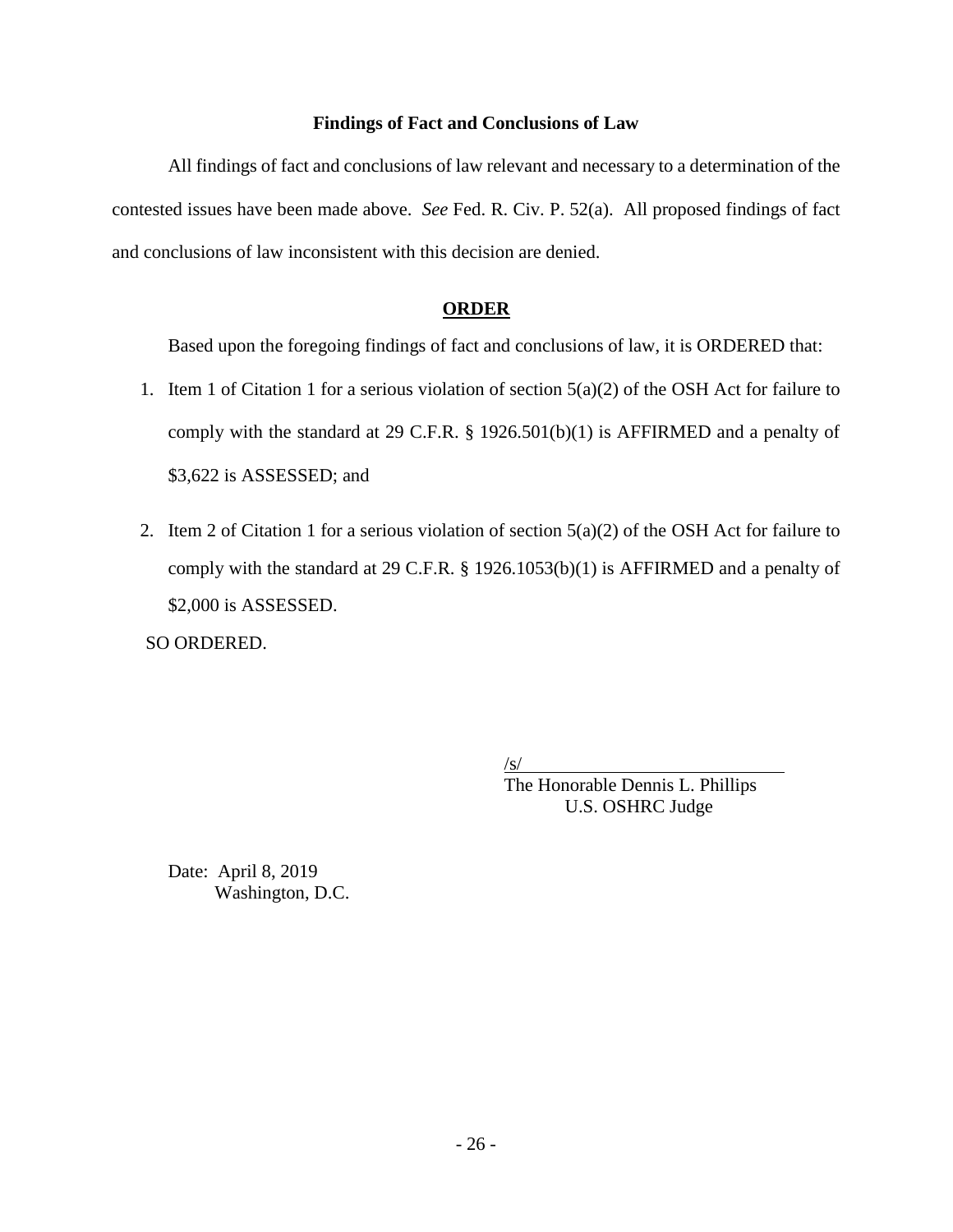**Findings of Fact and Conclusions of Law**

All findings of fact and conclusions of law relevant and necessary to a determination of the contested issues have been made above. *See* Fed. R. Civ. P. 52(a). All proposed findings of fact and conclusions of law inconsistent with this decision are denied.

**ORDER**

Based upon the foregoing findings of fact and conclusions of law, it is ORDERED that:

1. Item 1 of Citation 1 for a serious violation of section 5(a)(2) of the OSH Act for failure to comply with the standard at 29 C.F.R. § 1926.501(b)(1) is AFFIRMED and a penalty of $3,622 is ASSESSED; and

2. Item 2 of Citation 1 for a serious violation of section 5(a)(2) of the OSH Act for failure to comply with the standard at 29 C.F.R. § 1926.1053(b)(1) is AFFIRMED and a penalty of $2,000 is ASSESSED.

SO ORDERED.

/s/
The Honorable Dennis L. Phillips
U.S. OSHRC Judge

Date: April 8, 2019
Washington, D.C.